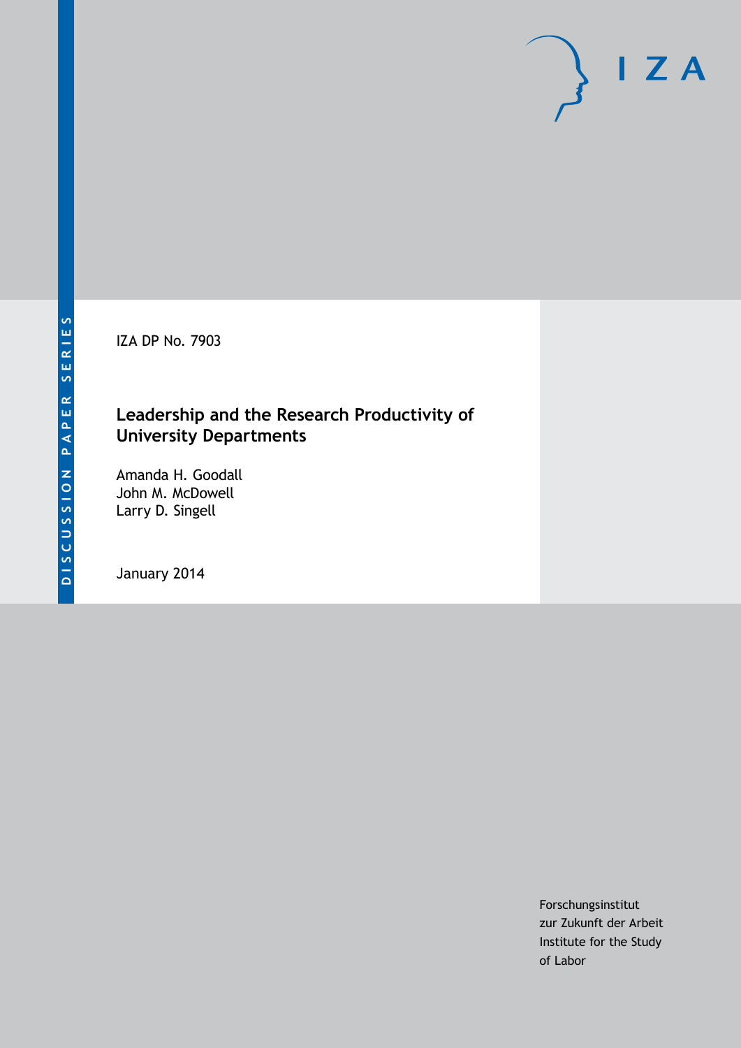DISCUSSION PAPER SERIES

IZA DP No. 7903

# Leadership and the Research Productivity of University Departments

Amanda H. Goodall
John M. McDowell
Larry D. Singell

January 2014

Forschungsinstitut
zur Zukunft der Arbeit
Institute for the Study
of Labor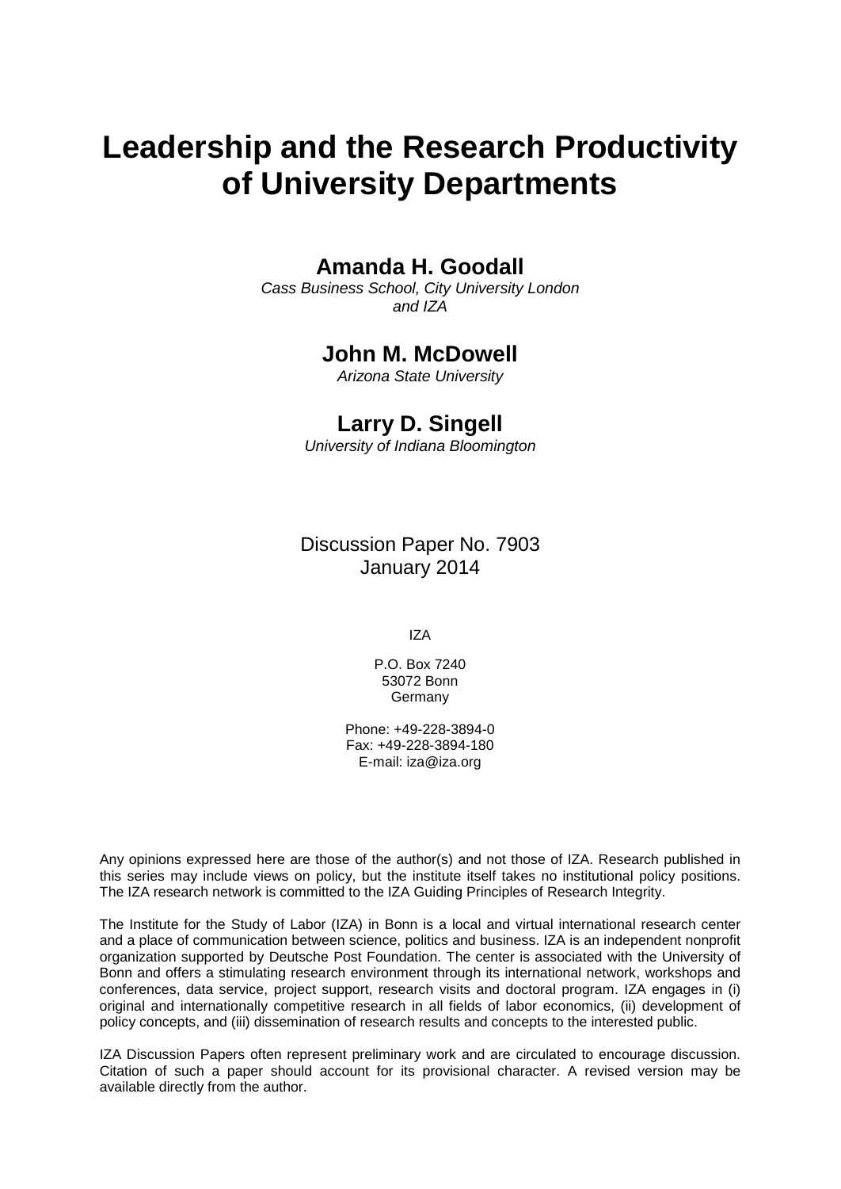# Leadership and the Research Productivity of University Departments

## Amanda H. Goodall

*Cass Business School, City University London and IZA*

## John M. McDowell

*Arizona State University*

## Larry D. Singell

*University of Indiana Bloomington*

Discussion Paper No. 7903
January 2014

IZA

P.O. Box 7240
53072 Bonn
Germany

Phone: +49-228-3894-0
Fax: +49-228-3894-180
E-mail: iza@iza.org

Any opinions expressed here are those of the author(s) and not those of IZA. Research published in this series may include views on policy, but the institute itself takes no institutional policy positions. The IZA research network is committed to the IZA Guiding Principles of Research Integrity.

The Institute for the Study of Labor (IZA) in Bonn is a local and virtual international research center and a place of communication between science, politics and business. IZA is an independent nonprofit organization supported by Deutsche Post Foundation. The center is associated with the University of Bonn and offers a stimulating research environment through its international network, workshops and conferences, data service, project support, research visits and doctoral program. IZA engages in (i) original and internationally competitive research in all fields of labor economics, (ii) development of policy concepts, and (iii) dissemination of research results and concepts to the interested public.

IZA Discussion Papers often represent preliminary work and are circulated to encourage discussion. Citation of such a paper should account for its provisional character. A revised version may be available directly from the author.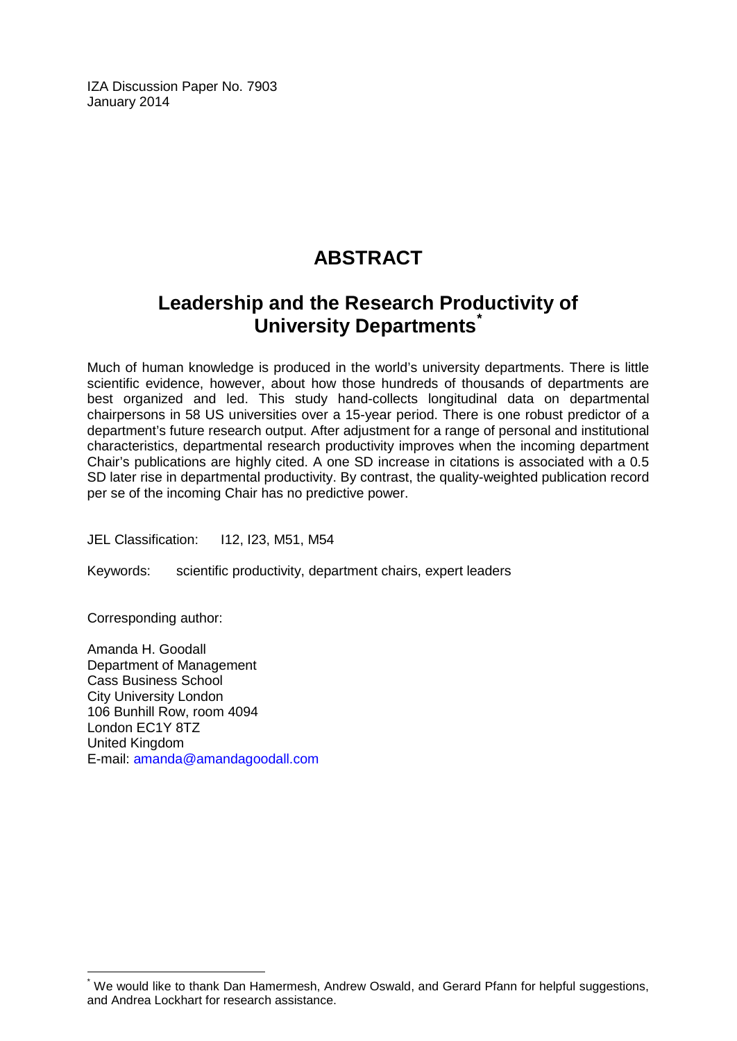IZA Discussion Paper No. 7903
January 2014

# ABSTRACT

## Leadership and the Research Productivity of University Departments[*]

Much of human knowledge is produced in the world's university departments. There is little scientific evidence, however, about how those hundreds of thousands of departments are best organized and led. This study hand-collects longitudinal data on departmental chairpersons in 58 US universities over a 15-year period. There is one robust predictor of a department's future research output. After adjustment for a range of personal and institutional characteristics, departmental research productivity improves when the incoming department Chair's publications are highly cited. A one SD increase in citations is associated with a 0.5 SD later rise in departmental productivity. By contrast, the quality-weighted publication record per se of the incoming Chair has no predictive power.

JEL Classification: I12, I23, M51, M54

Keywords: scientific productivity, department chairs, expert leaders

Corresponding author:

Amanda H. Goodall
Department of Management
Cass Business School
City University London
106 Bunhill Row, room 4094
London EC1Y 8TZ
United Kingdom
E-mail: amanda@amandagoodall.com

[*] We would like to thank Dan Hamermesh, Andrew Oswald, and Gerard Pfann for helpful suggestions, and Andrea Lockhart for research assistance.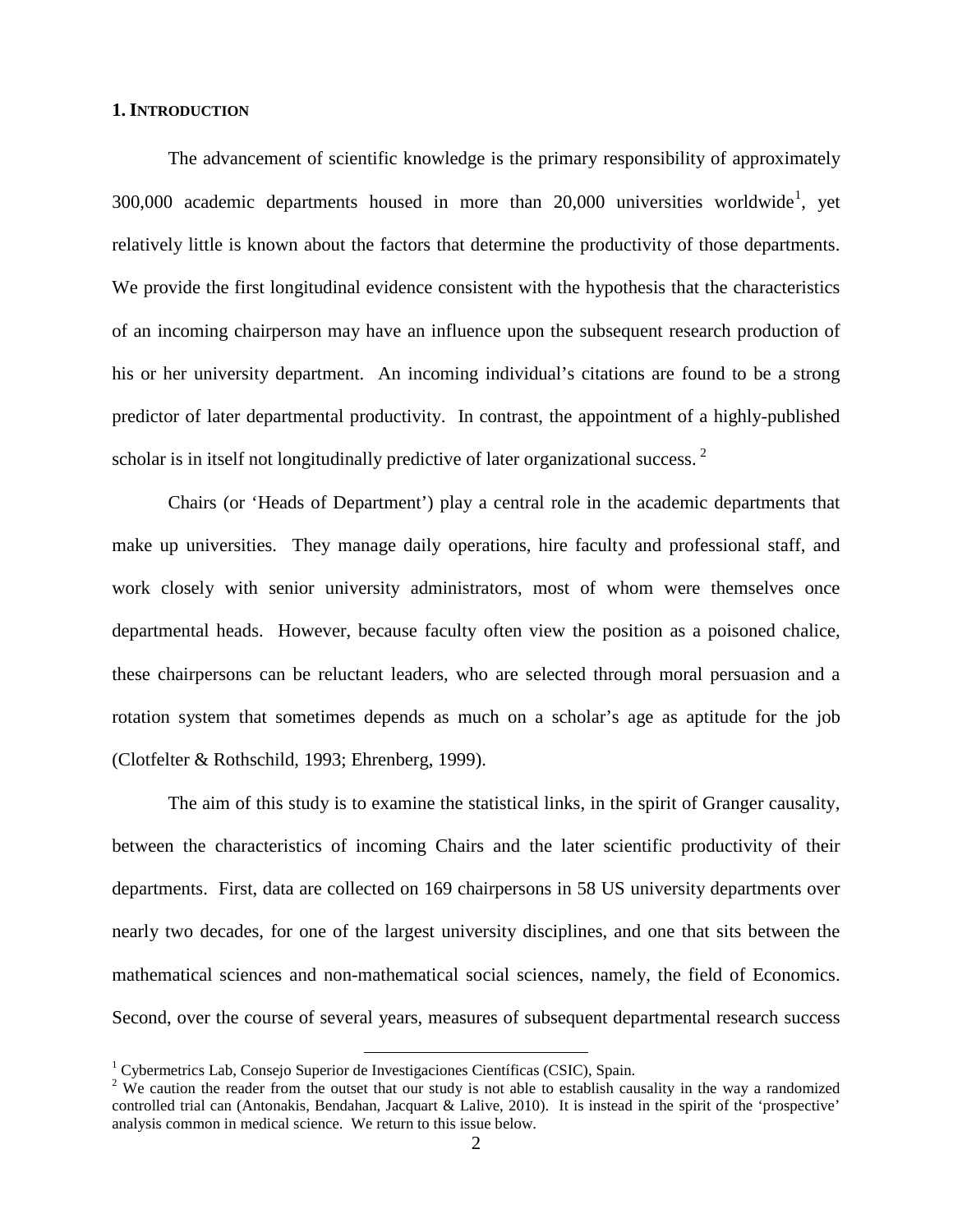## 1. INTRODUCTION

The advancement of scientific knowledge is the primary responsibility of approximately 300,000 academic departments housed in more than 20,000 universities worldwide[1], yet relatively little is known about the factors that determine the productivity of those departments. We provide the first longitudinal evidence consistent with the hypothesis that the characteristics of an incoming chairperson may have an influence upon the subsequent research production of his or her university department. An incoming individual's citations are found to be a strong predictor of later departmental productivity. In contrast, the appointment of a highly-published scholar is in itself not longitudinally predictive of later organizational success. [2]

Chairs (or 'Heads of Department') play a central role in the academic departments that make up universities. They manage daily operations, hire faculty and professional staff, and work closely with senior university administrators, most of whom were themselves once departmental heads. However, because faculty often view the position as a poisoned chalice, these chairpersons can be reluctant leaders, who are selected through moral persuasion and a rotation system that sometimes depends as much on a scholar's age as aptitude for the job (Clotfelter & Rothschild, 1993; Ehrenberg, 1999).

The aim of this study is to examine the statistical links, in the spirit of Granger causality, between the characteristics of incoming Chairs and the later scientific productivity of their departments. First, data are collected on 169 chairpersons in 58 US university departments over nearly two decades, for one of the largest university disciplines, and one that sits between the mathematical sciences and non-mathematical social sciences, namely, the field of Economics. Second, over the course of several years, measures of subsequent departmental research success

[1] Cybermetrics Lab, Consejo Superior de Investigaciones Científicas (CSIC), Spain.

[2] We caution the reader from the outset that our study is not able to establish causality in the way a randomized controlled trial can (Antonakis, Bendahan, Jacquart & Lalive, 2010). It is instead in the spirit of the 'prospective' analysis common in medical science. We return to this issue below.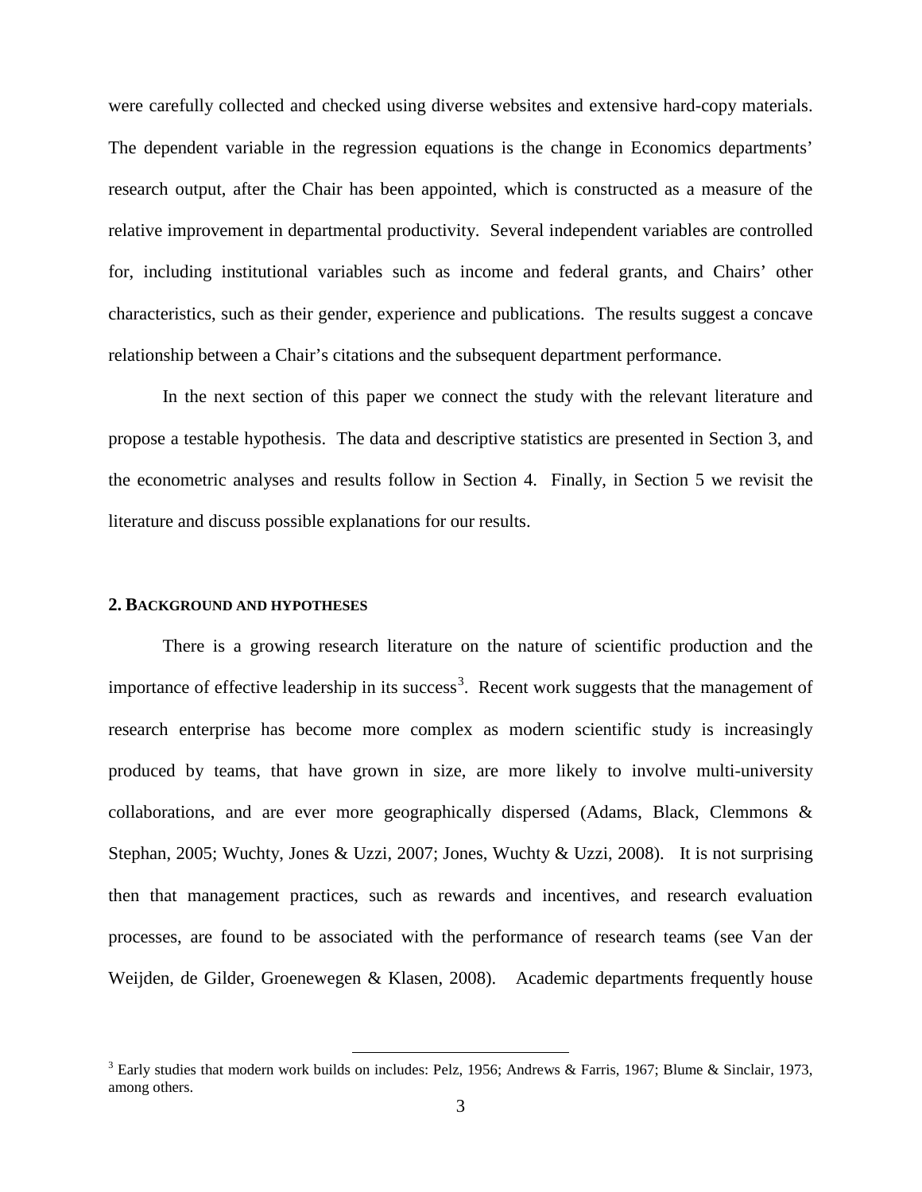were carefully collected and checked using diverse websites and extensive hard-copy materials. The dependent variable in the regression equations is the change in Economics departments' research output, after the Chair has been appointed, which is constructed as a measure of the relative improvement in departmental productivity. Several independent variables are controlled for, including institutional variables such as income and federal grants, and Chairs' other characteristics, such as their gender, experience and publications. The results suggest a concave relationship between a Chair's citations and the subsequent department performance.

In the next section of this paper we connect the study with the relevant literature and propose a testable hypothesis. The data and descriptive statistics are presented in Section 3, and the econometric analyses and results follow in Section 4. Finally, in Section 5 we revisit the literature and discuss possible explanations for our results.

## 2. BACKGROUND AND HYPOTHESES

There is a growing research literature on the nature of scientific production and the importance of effective leadership in its success[3]. Recent work suggests that the management of research enterprise has become more complex as modern scientific study is increasingly produced by teams, that have grown in size, are more likely to involve multi-university collaborations, and are ever more geographically dispersed (Adams, Black, Clemmons & Stephan, 2005; Wuchty, Jones & Uzzi, 2007; Jones, Wuchty & Uzzi, 2008). It is not surprising then that management practices, such as rewards and incentives, and research evaluation processes, are found to be associated with the performance of research teams (see Van der Weijden, de Gilder, Groenewegen & Klasen, 2008). Academic departments frequently house

[3] Early studies that modern work builds on includes: Pelz, 1956; Andrews & Farris, 1967; Blume & Sinclair, 1973, among others.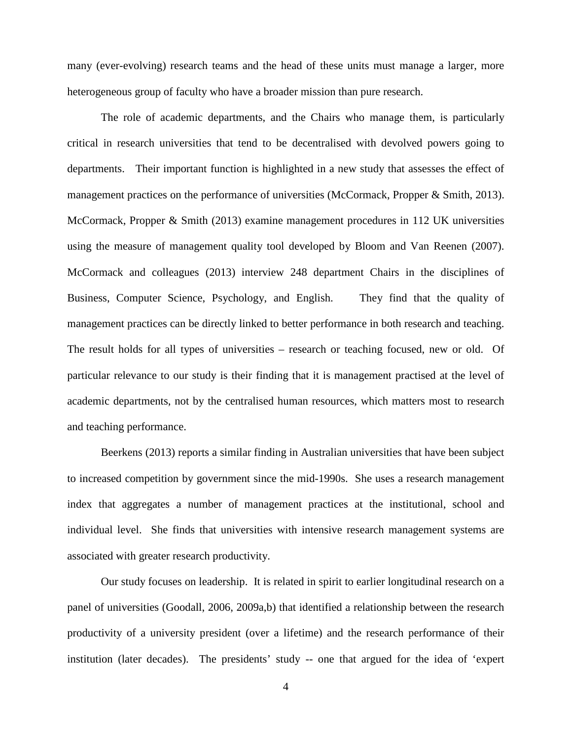many (ever-evolving) research teams and the head of these units must manage a larger, more heterogeneous group of faculty who have a broader mission than pure research.

The role of academic departments, and the Chairs who manage them, is particularly critical in research universities that tend to be decentralised with devolved powers going to departments. Their important function is highlighted in a new study that assesses the effect of management practices on the performance of universities (McCormack, Propper & Smith, 2013). McCormack, Propper & Smith (2013) examine management procedures in 112 UK universities using the measure of management quality tool developed by Bloom and Van Reenen (2007). McCormack and colleagues (2013) interview 248 department Chairs in the disciplines of Business, Computer Science, Psychology, and English. They find that the quality of management practices can be directly linked to better performance in both research and teaching. The result holds for all types of universities – research or teaching focused, new or old. Of particular relevance to our study is their finding that it is management practised at the level of academic departments, not by the centralised human resources, which matters most to research and teaching performance.

Beerkens (2013) reports a similar finding in Australian universities that have been subject to increased competition by government since the mid-1990s. She uses a research management index that aggregates a number of management practices at the institutional, school and individual level. She finds that universities with intensive research management systems are associated with greater research productivity.

Our study focuses on leadership. It is related in spirit to earlier longitudinal research on a panel of universities (Goodall, 2006, 2009a,b) that identified a relationship between the research productivity of a university president (over a lifetime) and the research performance of their institution (later decades). The presidents' study -- one that argued for the idea of 'expert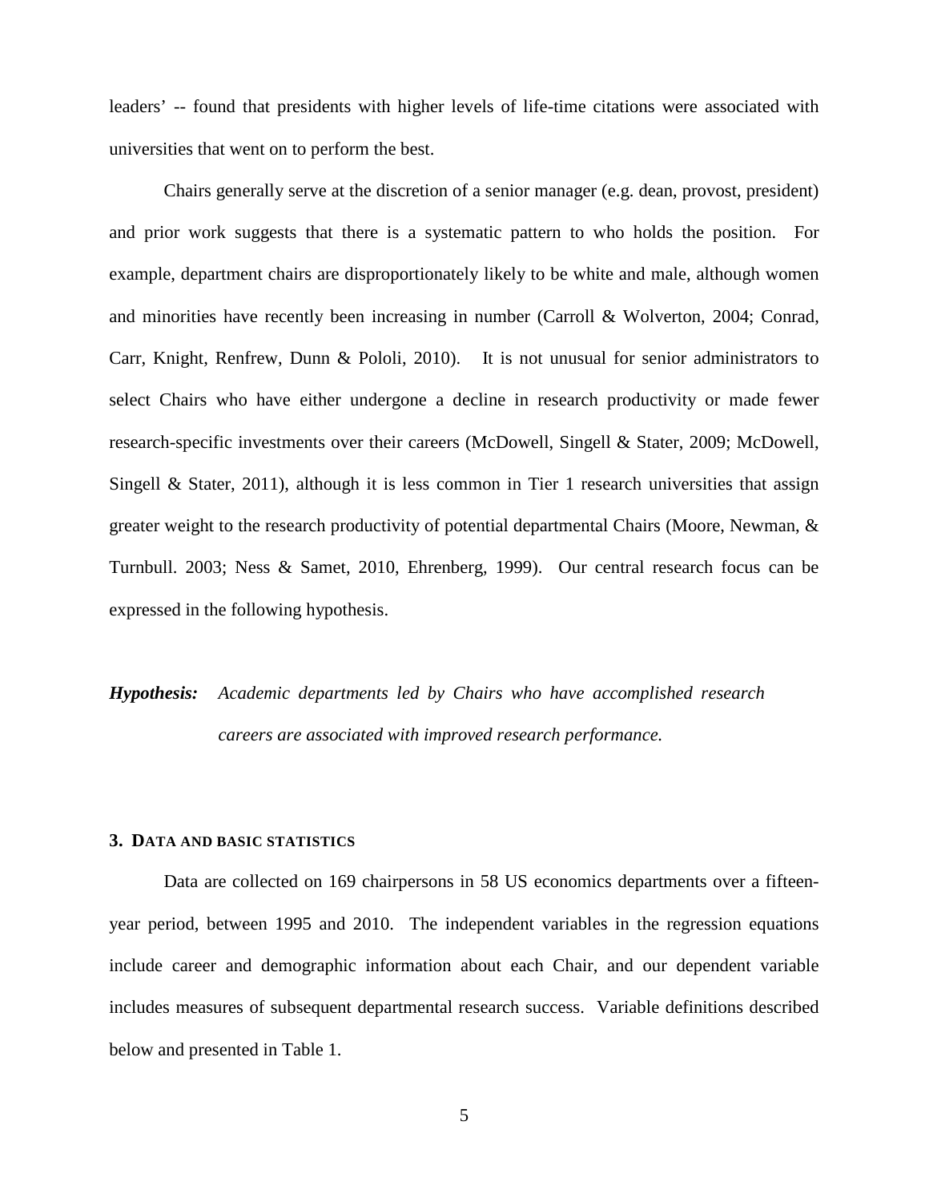leaders' -- found that presidents with higher levels of life-time citations were associated with universities that went on to perform the best.

Chairs generally serve at the discretion of a senior manager (e.g. dean, provost, president) and prior work suggests that there is a systematic pattern to who holds the position. For example, department chairs are disproportionately likely to be white and male, although women and minorities have recently been increasing in number (Carroll & Wolverton, 2004; Conrad, Carr, Knight, Renfrew, Dunn & Pololi, 2010). It is not unusual for senior administrators to select Chairs who have either undergone a decline in research productivity or made fewer research-specific investments over their careers (McDowell, Singell & Stater, 2009; McDowell, Singell & Stater, 2011), although it is less common in Tier 1 research universities that assign greater weight to the research productivity of potential departmental Chairs (Moore, Newman, & Turnbull. 2003; Ness & Samet, 2010, Ehrenberg, 1999). Our central research focus can be expressed in the following hypothesis.

***Hypothesis:*** *Academic departments led by Chairs who have accomplished research careers are associated with improved research performance.*

## 3. DATA AND BASIC STATISTICS

Data are collected on 169 chairpersons in 58 US economics departments over a fifteen-year period, between 1995 and 2010. The independent variables in the regression equations include career and demographic information about each Chair, and our dependent variable includes measures of subsequent departmental research success. Variable definitions described below and presented in Table 1.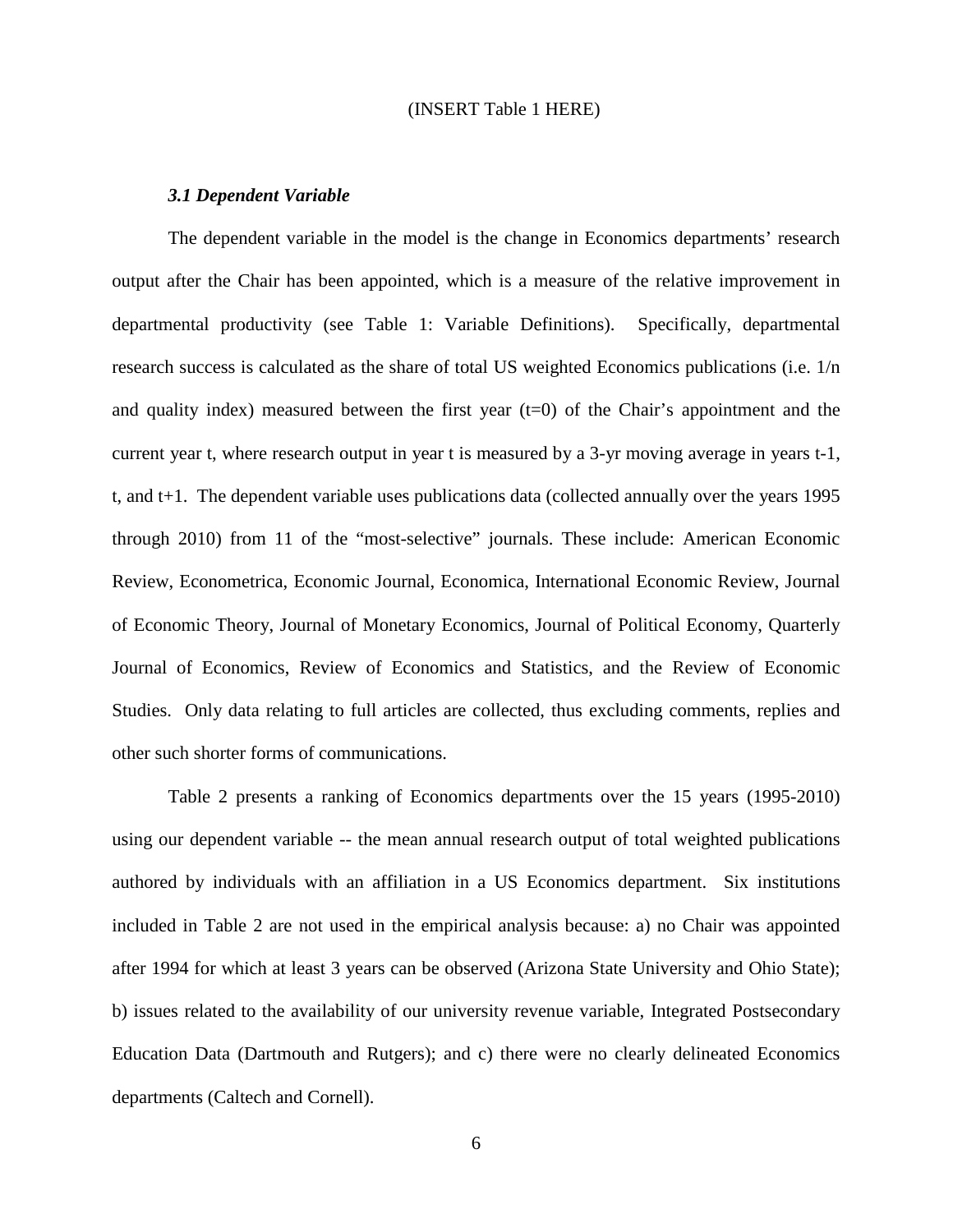(INSERT Table 1 HERE)

### *3.1 Dependent Variable*

The dependent variable in the model is the change in Economics departments' research output after the Chair has been appointed, which is a measure of the relative improvement in departmental productivity (see Table 1: Variable Definitions). Specifically, departmental research success is calculated as the share of total US weighted Economics publications (i.e. 1/n and quality index) measured between the first year (t=0) of the Chair's appointment and the current year t, where research output in year t is measured by a 3-yr moving average in years t-1, t, and t+1. The dependent variable uses publications data (collected annually over the years 1995 through 2010) from 11 of the "most-selective" journals. These include: American Economic Review, Econometrica, Economic Journal, Economica, International Economic Review, Journal of Economic Theory, Journal of Monetary Economics, Journal of Political Economy, Quarterly Journal of Economics, Review of Economics and Statistics, and the Review of Economic Studies. Only data relating to full articles are collected, thus excluding comments, replies and other such shorter forms of communications.

Table 2 presents a ranking of Economics departments over the 15 years (1995-2010) using our dependent variable -- the mean annual research output of total weighted publications authored by individuals with an affiliation in a US Economics department. Six institutions included in Table 2 are not used in the empirical analysis because: a) no Chair was appointed after 1994 for which at least 3 years can be observed (Arizona State University and Ohio State); b) issues related to the availability of our university revenue variable, Integrated Postsecondary Education Data (Dartmouth and Rutgers); and c) there were no clearly delineated Economics departments (Caltech and Cornell).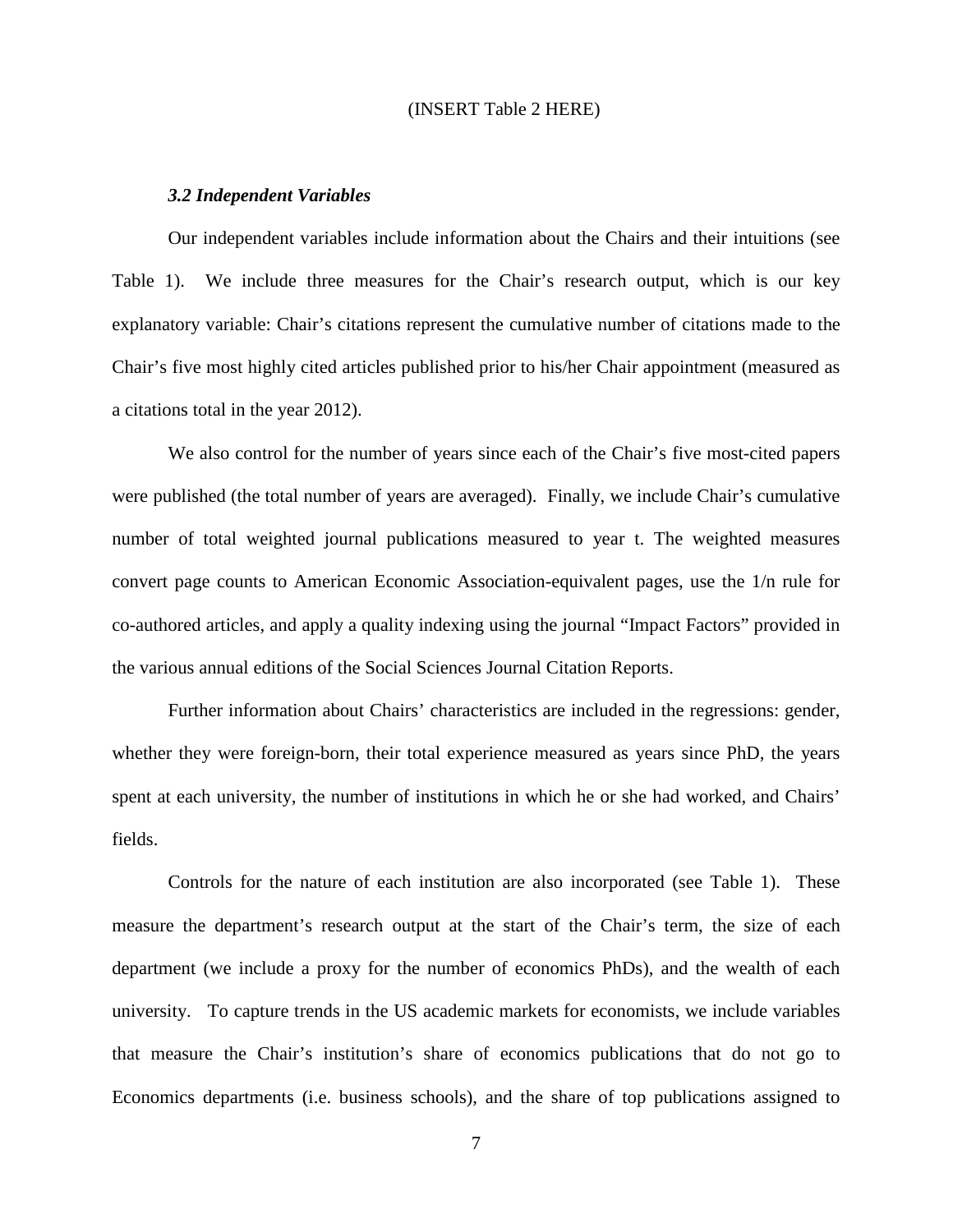(INSERT Table 2 HERE)

### *3.2 Independent Variables*

Our independent variables include information about the Chairs and their intuitions (see Table 1). We include three measures for the Chair's research output, which is our key explanatory variable: Chair's citations represent the cumulative number of citations made to the Chair's five most highly cited articles published prior to his/her Chair appointment (measured as a citations total in the year 2012).

We also control for the number of years since each of the Chair's five most-cited papers were published (the total number of years are averaged). Finally, we include Chair's cumulative number of total weighted journal publications measured to year t. The weighted measures convert page counts to American Economic Association-equivalent pages, use the 1/n rule for co-authored articles, and apply a quality indexing using the journal "Impact Factors" provided in the various annual editions of the Social Sciences Journal Citation Reports.

Further information about Chairs' characteristics are included in the regressions: gender, whether they were foreign-born, their total experience measured as years since PhD, the years spent at each university, the number of institutions in which he or she had worked, and Chairs' fields.

Controls for the nature of each institution are also incorporated (see Table 1). These measure the department's research output at the start of the Chair's term, the size of each department (we include a proxy for the number of economics PhDs), and the wealth of each university. To capture trends in the US academic markets for economists, we include variables that measure the Chair's institution's share of economics publications that do not go to Economics departments (i.e. business schools), and the share of top publications assigned to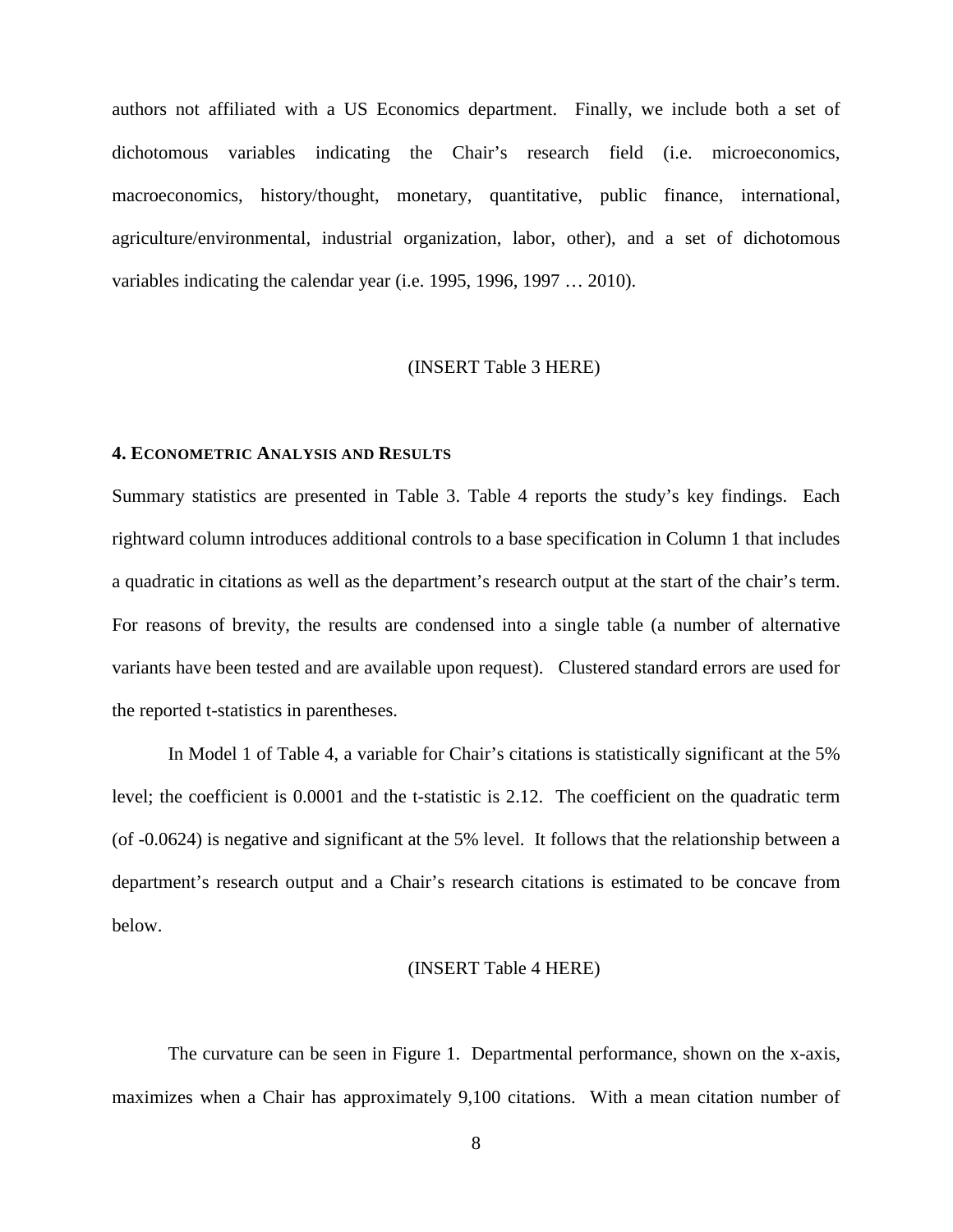authors not affiliated with a US Economics department. Finally, we include both a set of dichotomous variables indicating the Chair's research field (i.e. microeconomics, macroeconomics, history/thought, monetary, quantitative, public finance, international, agriculture/environmental, industrial organization, labor, other), and a set of dichotomous variables indicating the calendar year (i.e. 1995, 1996, 1997 … 2010).

(INSERT Table 3 HERE)

## 4. ECONOMETRIC ANALYSIS AND RESULTS

Summary statistics are presented in Table 3. Table 4 reports the study's key findings. Each rightward column introduces additional controls to a base specification in Column 1 that includes a quadratic in citations as well as the department's research output at the start of the chair's term. For reasons of brevity, the results are condensed into a single table (a number of alternative variants have been tested and are available upon request). Clustered standard errors are used for the reported t-statistics in parentheses.

In Model 1 of Table 4, a variable for Chair's citations is statistically significant at the 5% level; the coefficient is 0.0001 and the t-statistic is 2.12. The coefficient on the quadratic term (of -0.0624) is negative and significant at the 5% level. It follows that the relationship between a department's research output and a Chair's research citations is estimated to be concave from below.

(INSERT Table 4 HERE)

The curvature can be seen in Figure 1. Departmental performance, shown on the x-axis, maximizes when a Chair has approximately 9,100 citations. With a mean citation number of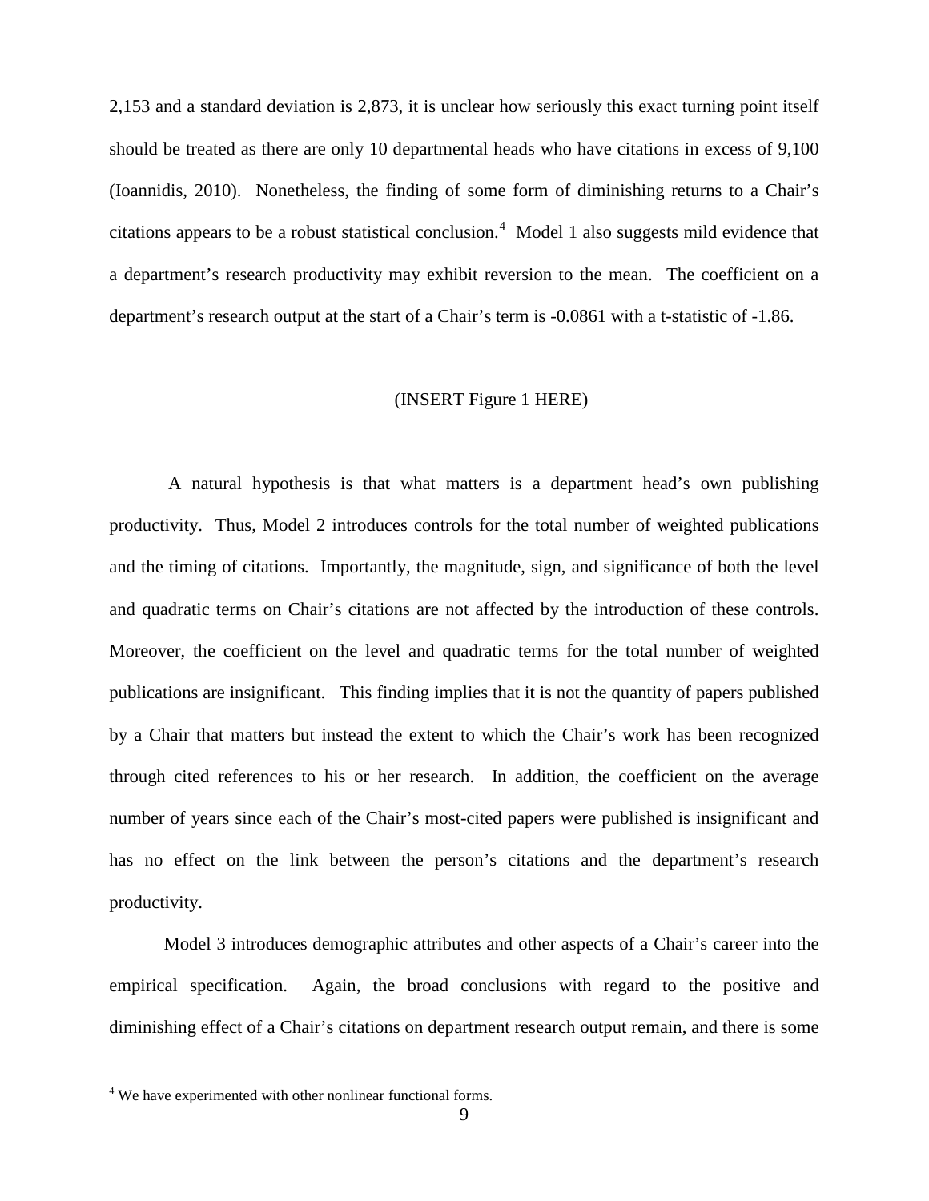2,153 and a standard deviation is 2,873, it is unclear how seriously this exact turning point itself should be treated as there are only 10 departmental heads who have citations in excess of 9,100 (Ioannidis, 2010). Nonetheless, the finding of some form of diminishing returns to a Chair's citations appears to be a robust statistical conclusion.[4] Model 1 also suggests mild evidence that a department's research productivity may exhibit reversion to the mean. The coefficient on a department's research output at the start of a Chair's term is -0.0861 with a t-statistic of -1.86.

(INSERT Figure 1 HERE)

A natural hypothesis is that what matters is a department head's own publishing productivity. Thus, Model 2 introduces controls for the total number of weighted publications and the timing of citations. Importantly, the magnitude, sign, and significance of both the level and quadratic terms on Chair's citations are not affected by the introduction of these controls. Moreover, the coefficient on the level and quadratic terms for the total number of weighted publications are insignificant. This finding implies that it is not the quantity of papers published by a Chair that matters but instead the extent to which the Chair's work has been recognized through cited references to his or her research. In addition, the coefficient on the average number of years since each of the Chair's most-cited papers were published is insignificant and has no effect on the link between the person's citations and the department's research productivity.

Model 3 introduces demographic attributes and other aspects of a Chair's career into the empirical specification. Again, the broad conclusions with regard to the positive and diminishing effect of a Chair's citations on department research output remain, and there is some

[4] We have experimented with other nonlinear functional forms.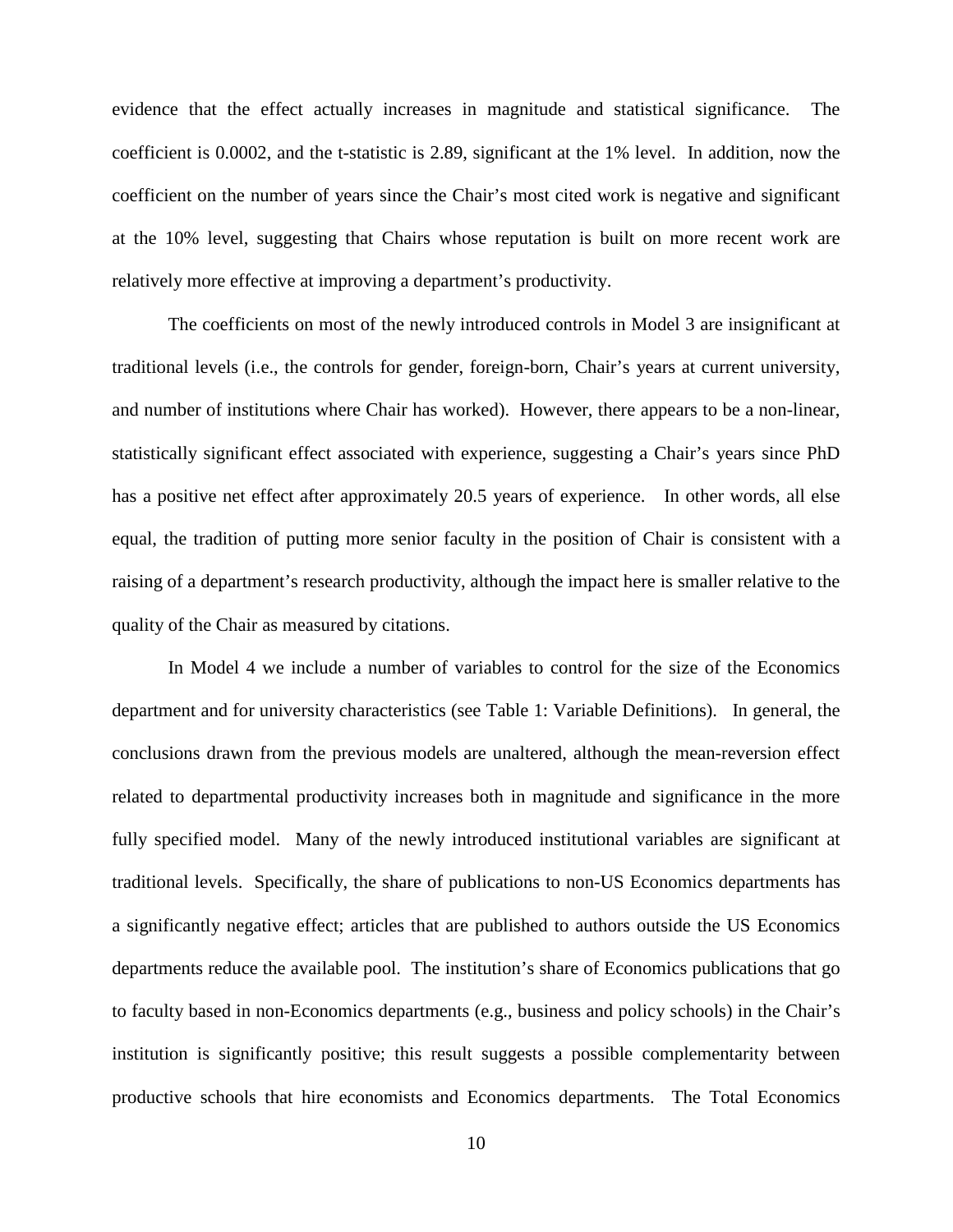evidence that the effect actually increases in magnitude and statistical significance. The coefficient is 0.0002, and the t-statistic is 2.89, significant at the 1% level. In addition, now the coefficient on the number of years since the Chair's most cited work is negative and significant at the 10% level, suggesting that Chairs whose reputation is built on more recent work are relatively more effective at improving a department's productivity.

The coefficients on most of the newly introduced controls in Model 3 are insignificant at traditional levels (i.e., the controls for gender, foreign-born, Chair's years at current university, and number of institutions where Chair has worked). However, there appears to be a non-linear, statistically significant effect associated with experience, suggesting a Chair's years since PhD has a positive net effect after approximately 20.5 years of experience. In other words, all else equal, the tradition of putting more senior faculty in the position of Chair is consistent with a raising of a department's research productivity, although the impact here is smaller relative to the quality of the Chair as measured by citations.

In Model 4 we include a number of variables to control for the size of the Economics department and for university characteristics (see Table 1: Variable Definitions). In general, the conclusions drawn from the previous models are unaltered, although the mean-reversion effect related to departmental productivity increases both in magnitude and significance in the more fully specified model. Many of the newly introduced institutional variables are significant at traditional levels. Specifically, the share of publications to non-US Economics departments has a significantly negative effect; articles that are published to authors outside the US Economics departments reduce the available pool. The institution's share of Economics publications that go to faculty based in non-Economics departments (e.g., business and policy schools) in the Chair's institution is significantly positive; this result suggests a possible complementarity between productive schools that hire economists and Economics departments. The Total Economics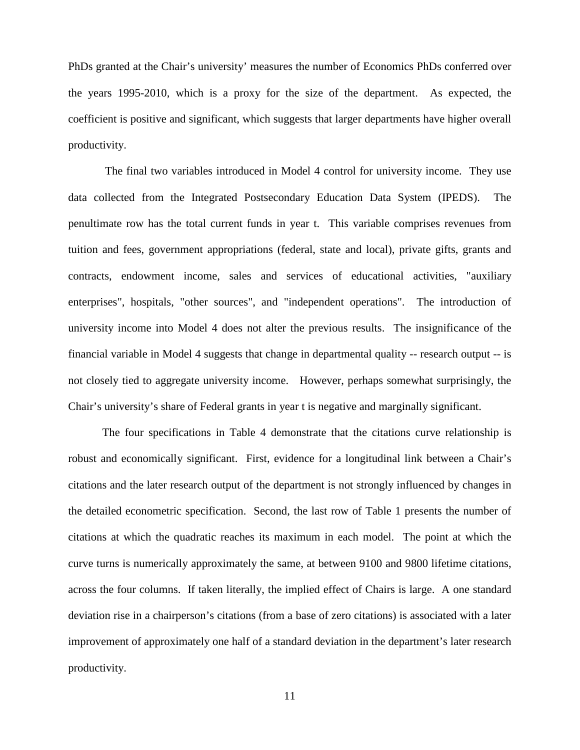PhDs granted at the Chair's university' measures the number of Economics PhDs conferred over the years 1995-2010, which is a proxy for the size of the department. As expected, the coefficient is positive and significant, which suggests that larger departments have higher overall productivity.

The final two variables introduced in Model 4 control for university income. They use data collected from the Integrated Postsecondary Education Data System (IPEDS). The penultimate row has the total current funds in year t. This variable comprises revenues from tuition and fees, government appropriations (federal, state and local), private gifts, grants and contracts, endowment income, sales and services of educational activities, "auxiliary enterprises", hospitals, "other sources", and "independent operations". The introduction of university income into Model 4 does not alter the previous results. The insignificance of the financial variable in Model 4 suggests that change in departmental quality -- research output -- is not closely tied to aggregate university income. However, perhaps somewhat surprisingly, the Chair's university's share of Federal grants in year t is negative and marginally significant.

The four specifications in Table 4 demonstrate that the citations curve relationship is robust and economically significant. First, evidence for a longitudinal link between a Chair's citations and the later research output of the department is not strongly influenced by changes in the detailed econometric specification. Second, the last row of Table 1 presents the number of citations at which the quadratic reaches its maximum in each model. The point at which the curve turns is numerically approximately the same, at between 9100 and 9800 lifetime citations, across the four columns. If taken literally, the implied effect of Chairs is large. A one standard deviation rise in a chairperson's citations (from a base of zero citations) is associated with a later improvement of approximately one half of a standard deviation in the department's later research productivity.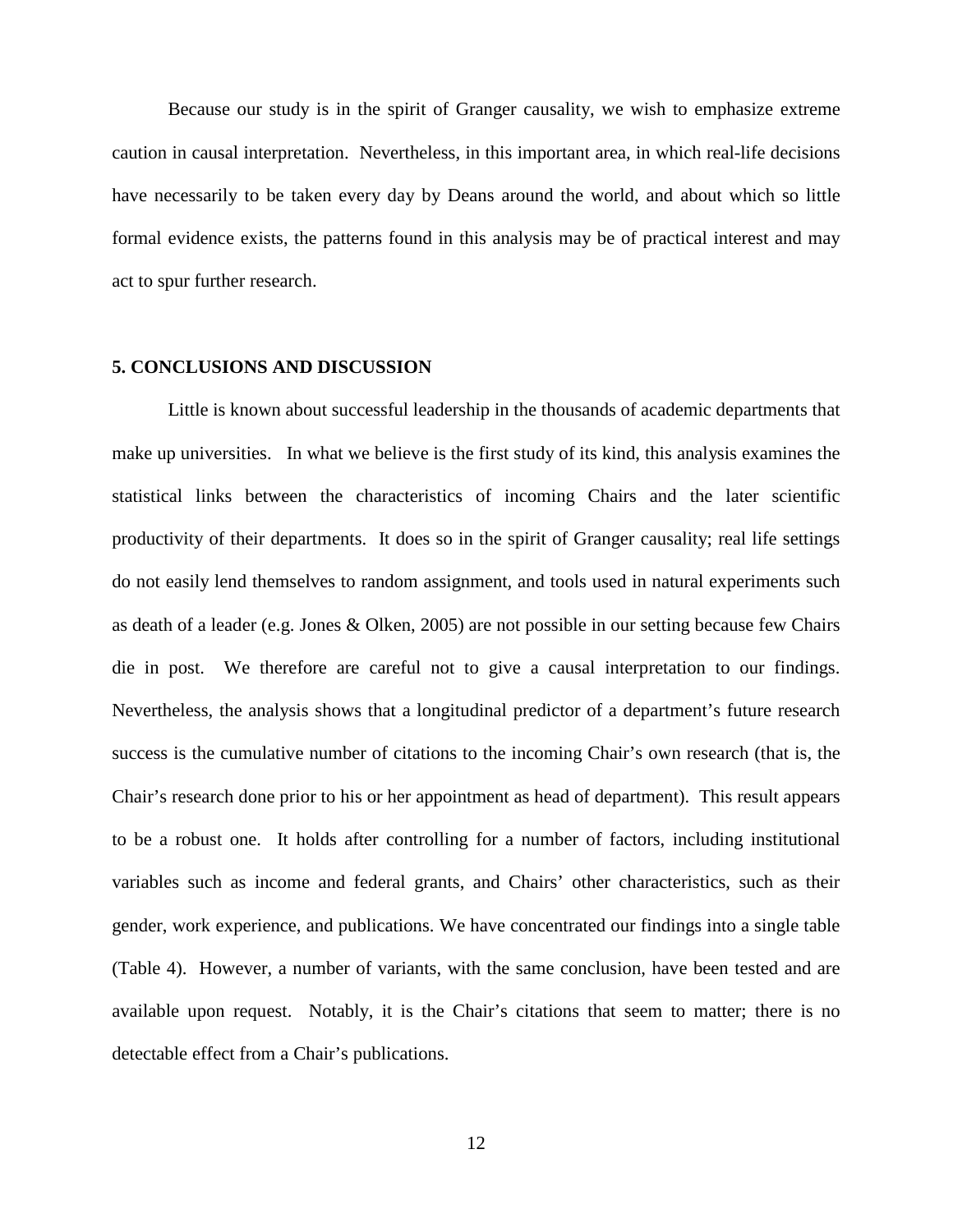Because our study is in the spirit of Granger causality, we wish to emphasize extreme caution in causal interpretation. Nevertheless, in this important area, in which real-life decisions have necessarily to be taken every day by Deans around the world, and about which so little formal evidence exists, the patterns found in this analysis may be of practical interest and may act to spur further research.

## 5. CONCLUSIONS AND DISCUSSION

Little is known about successful leadership in the thousands of academic departments that make up universities. In what we believe is the first study of its kind, this analysis examines the statistical links between the characteristics of incoming Chairs and the later scientific productivity of their departments. It does so in the spirit of Granger causality; real life settings do not easily lend themselves to random assignment, and tools used in natural experiments such as death of a leader (e.g. Jones & Olken, 2005) are not possible in our setting because few Chairs die in post. We therefore are careful not to give a causal interpretation to our findings. Nevertheless, the analysis shows that a longitudinal predictor of a department's future research success is the cumulative number of citations to the incoming Chair's own research (that is, the Chair's research done prior to his or her appointment as head of department). This result appears to be a robust one. It holds after controlling for a number of factors, including institutional variables such as income and federal grants, and Chairs' other characteristics, such as their gender, work experience, and publications. We have concentrated our findings into a single table (Table 4). However, a number of variants, with the same conclusion, have been tested and are available upon request. Notably, it is the Chair's citations that seem to matter; there is no detectable effect from a Chair's publications.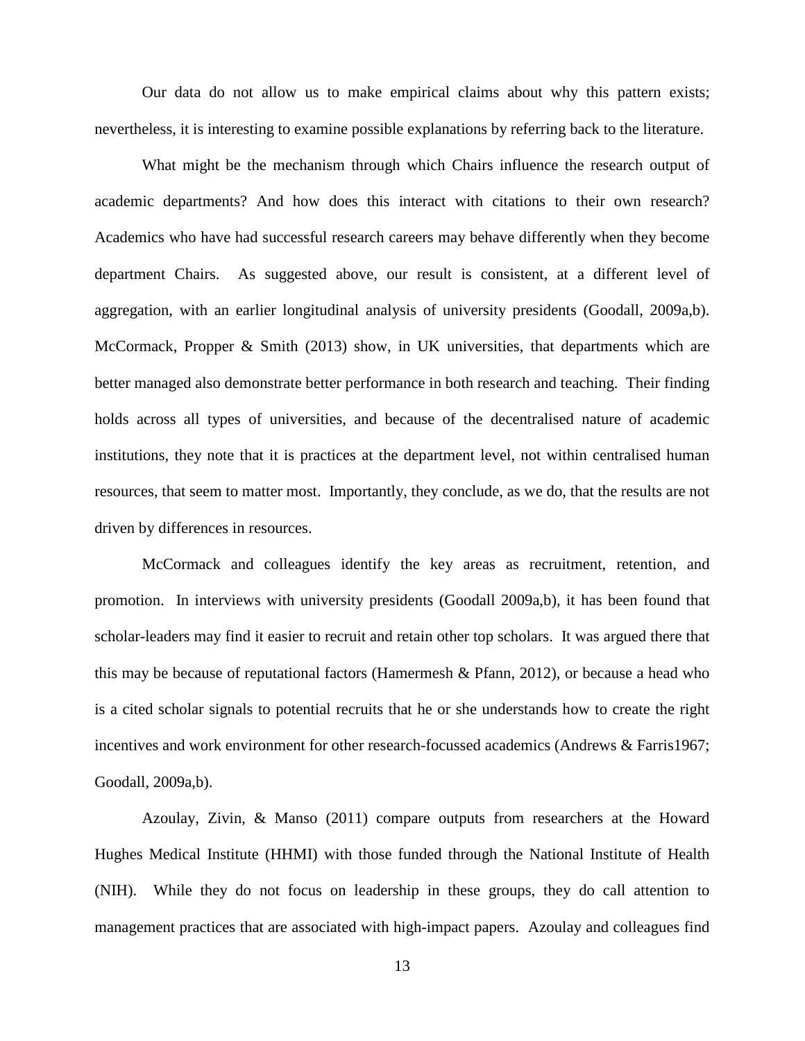Our data do not allow us to make empirical claims about why this pattern exists; nevertheless, it is interesting to examine possible explanations by referring back to the literature.

What might be the mechanism through which Chairs influence the research output of academic departments? And how does this interact with citations to their own research? Academics who have had successful research careers may behave differently when they become department Chairs. As suggested above, our result is consistent, at a different level of aggregation, with an earlier longitudinal analysis of university presidents (Goodall, 2009a,b). McCormack, Propper & Smith (2013) show, in UK universities, that departments which are better managed also demonstrate better performance in both research and teaching. Their finding holds across all types of universities, and because of the decentralised nature of academic institutions, they note that it is practices at the department level, not within centralised human resources, that seem to matter most. Importantly, they conclude, as we do, that the results are not driven by differences in resources.

McCormack and colleagues identify the key areas as recruitment, retention, and promotion. In interviews with university presidents (Goodall 2009a,b), it has been found that scholar-leaders may find it easier to recruit and retain other top scholars. It was argued there that this may be because of reputational factors (Hamermesh & Pfann, 2012), or because a head who is a cited scholar signals to potential recruits that he or she understands how to create the right incentives and work environment for other research-focussed academics (Andrews & Farris1967; Goodall, 2009a,b).

Azoulay, Zivin, & Manso (2011) compare outputs from researchers at the Howard Hughes Medical Institute (HHMI) with those funded through the National Institute of Health (NIH). While they do not focus on leadership in these groups, they do call attention to management practices that are associated with high-impact papers. Azoulay and colleagues find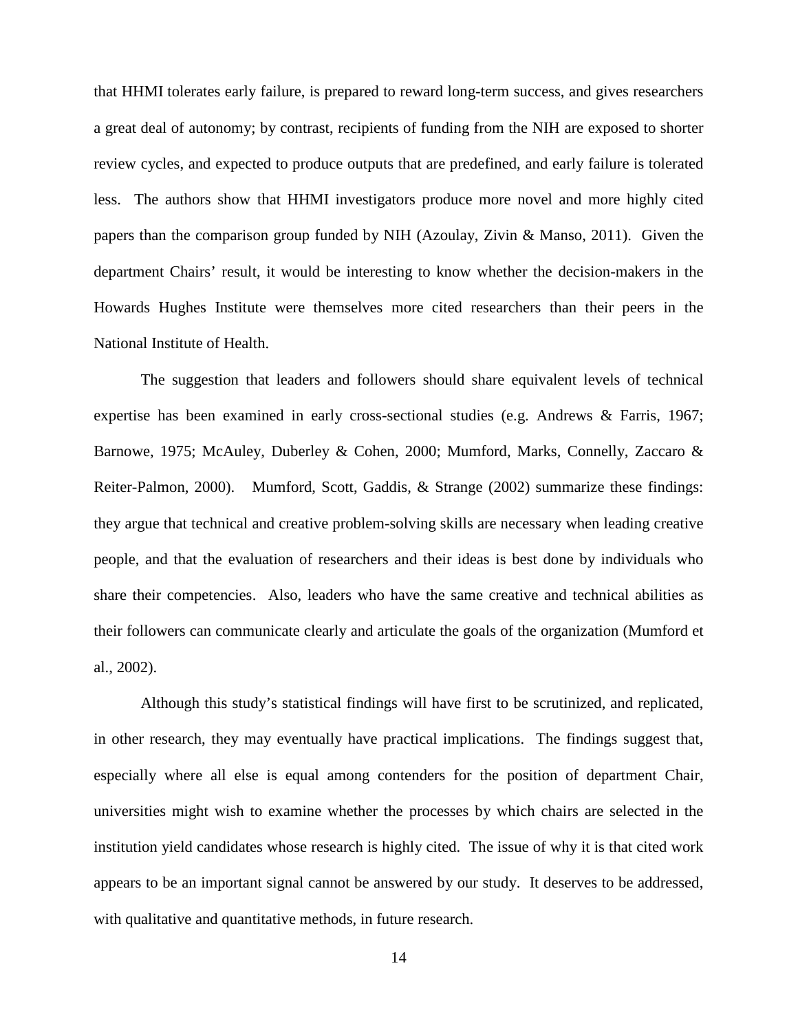that HHMI tolerates early failure, is prepared to reward long-term success, and gives researchers a great deal of autonomy; by contrast, recipients of funding from the NIH are exposed to shorter review cycles, and expected to produce outputs that are predefined, and early failure is tolerated less. The authors show that HHMI investigators produce more novel and more highly cited papers than the comparison group funded by NIH (Azoulay, Zivin & Manso, 2011). Given the department Chairs' result, it would be interesting to know whether the decision-makers in the Howards Hughes Institute were themselves more cited researchers than their peers in the National Institute of Health.

The suggestion that leaders and followers should share equivalent levels of technical expertise has been examined in early cross-sectional studies (e.g. Andrews & Farris, 1967; Barnowe, 1975; McAuley, Duberley & Cohen, 2000; Mumford, Marks, Connelly, Zaccaro & Reiter-Palmon, 2000). Mumford, Scott, Gaddis, & Strange (2002) summarize these findings: they argue that technical and creative problem-solving skills are necessary when leading creative people, and that the evaluation of researchers and their ideas is best done by individuals who share their competencies. Also, leaders who have the same creative and technical abilities as their followers can communicate clearly and articulate the goals of the organization (Mumford et al., 2002).

Although this study's statistical findings will have first to be scrutinized, and replicated, in other research, they may eventually have practical implications. The findings suggest that, especially where all else is equal among contenders for the position of department Chair, universities might wish to examine whether the processes by which chairs are selected in the institution yield candidates whose research is highly cited. The issue of why it is that cited work appears to be an important signal cannot be answered by our study. It deserves to be addressed, with qualitative and quantitative methods, in future research.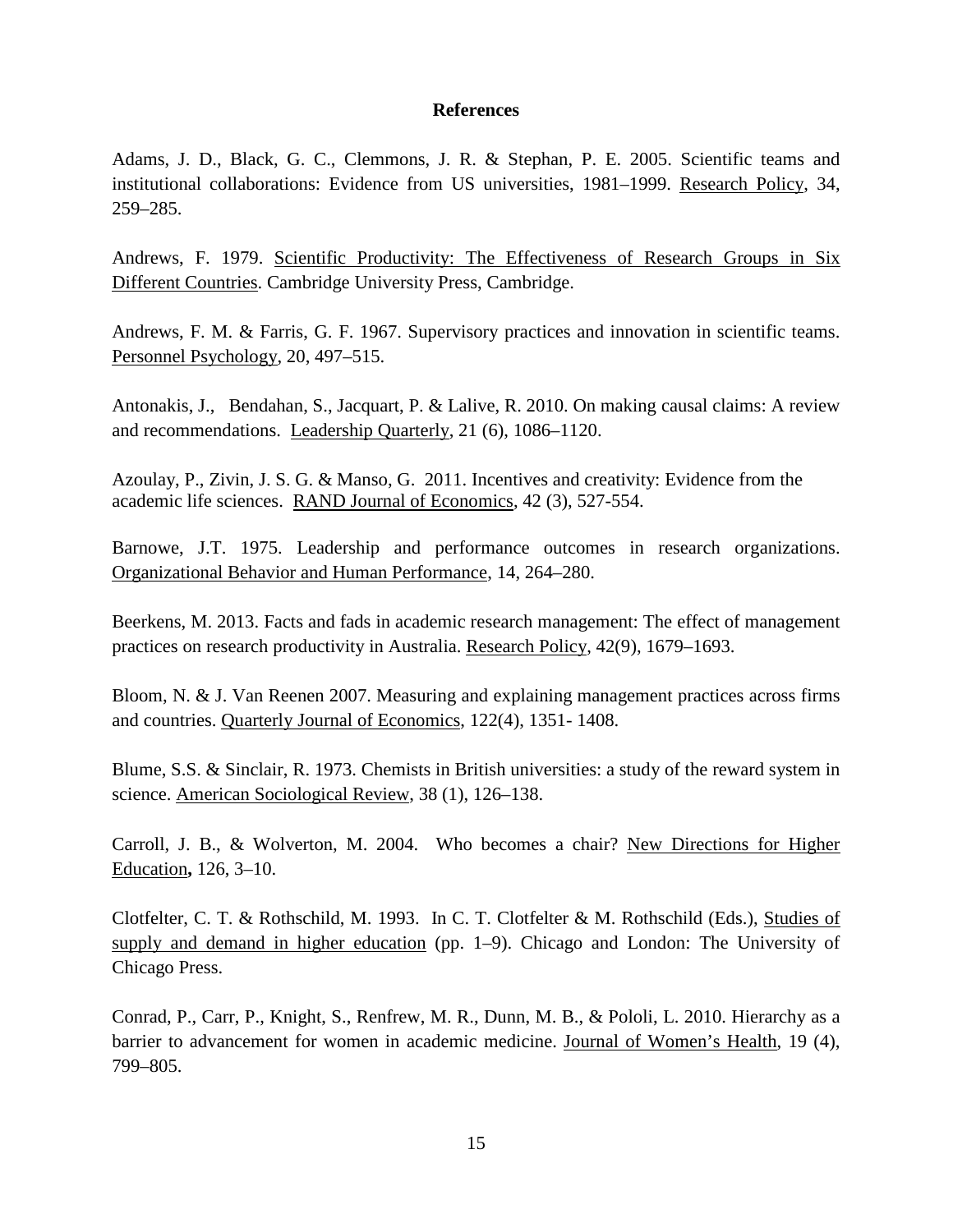## References

Adams, J. D., Black, G. C., Clemmons, J. R. & Stephan, P. E. 2005. Scientific teams and institutional collaborations: Evidence from US universities, 1981–1999. Research Policy, 34, 259–285.

Andrews, F. 1979. Scientific Productivity: The Effectiveness of Research Groups in Six Different Countries. Cambridge University Press, Cambridge.

Andrews, F. M. & Farris, G. F. 1967. Supervisory practices and innovation in scientific teams. Personnel Psychology, 20, 497–515.

Antonakis, J., Bendahan, S., Jacquart, P. & Lalive, R. 2010. On making causal claims: A review and recommendations. Leadership Quarterly, 21 (6), 1086–1120.

Azoulay, P., Zivin, J. S. G. & Manso, G. 2011. Incentives and creativity: Evidence from the academic life sciences. RAND Journal of Economics, 42 (3), 527-554.

Barnowe, J.T. 1975. Leadership and performance outcomes in research organizations. Organizational Behavior and Human Performance, 14, 264–280.

Beerkens, M. 2013. Facts and fads in academic research management: The effect of management practices on research productivity in Australia. Research Policy, 42(9), 1679–1693.

Bloom, N. & J. Van Reenen 2007. Measuring and explaining management practices across firms and countries. Quarterly Journal of Economics, 122(4), 1351- 1408.

Blume, S.S. & Sinclair, R. 1973. Chemists in British universities: a study of the reward system in science. American Sociological Review, 38 (1), 126–138.

Carroll, J. B., & Wolverton, M. 2004. Who becomes a chair? New Directions for Higher Education**,** 126, 3–10.

Clotfelter, C. T. & Rothschild, M. 1993. In C. T. Clotfelter & M. Rothschild (Eds.), Studies of supply and demand in higher education (pp. 1–9). Chicago and London: The University of Chicago Press.

Conrad, P., Carr, P., Knight, S., Renfrew, M. R., Dunn, M. B., & Pololi, L. 2010. Hierarchy as a barrier to advancement for women in academic medicine. Journal of Women's Health, 19 (4), 799–805.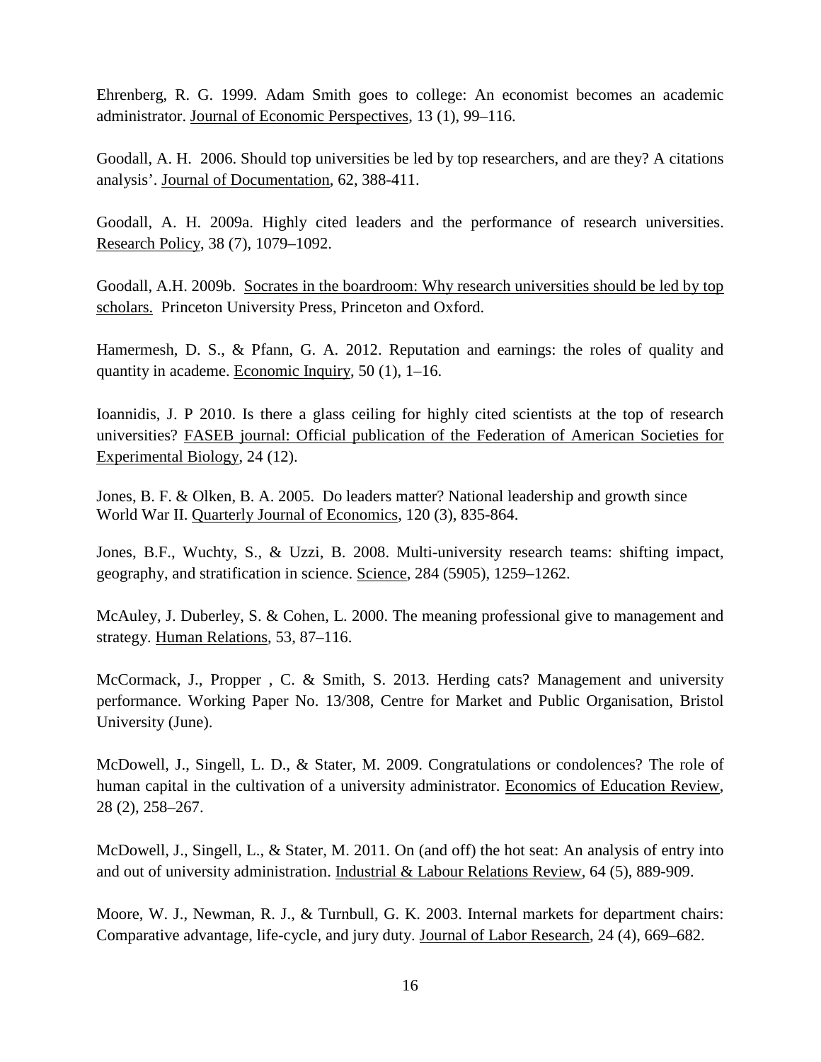Ehrenberg, R. G. 1999. Adam Smith goes to college: An economist becomes an academic administrator. Journal of Economic Perspectives, 13 (1), 99–116.

Goodall, A. H. 2006. Should top universities be led by top researchers, and are they? A citations analysis'. Journal of Documentation, 62, 388-411.

Goodall, A. H. 2009a. Highly cited leaders and the performance of research universities. Research Policy, 38 (7), 1079–1092.

Goodall, A.H. 2009b. Socrates in the boardroom: Why research universities should be led by top scholars. Princeton University Press, Princeton and Oxford.

Hamermesh, D. S., & Pfann, G. A. 2012. Reputation and earnings: the roles of quality and quantity in academe. Economic Inquiry, 50 (1), 1–16.

Ioannidis, J. P 2010. Is there a glass ceiling for highly cited scientists at the top of research universities? FASEB journal: Official publication of the Federation of American Societies for Experimental Biology, 24 (12).

Jones, B. F. & Olken, B. A. 2005. Do leaders matter? National leadership and growth since World War II. Quarterly Journal of Economics, 120 (3), 835-864.

Jones, B.F., Wuchty, S., & Uzzi, B. 2008. Multi-university research teams: shifting impact, geography, and stratification in science. Science, 284 (5905), 1259–1262.

McAuley, J. Duberley, S. & Cohen, L. 2000. The meaning professional give to management and strategy. Human Relations, 53, 87–116.

McCormack, J., Propper , C. & Smith, S. 2013. Herding cats? Management and university performance. Working Paper No. 13/308, Centre for Market and Public Organisation, Bristol University (June).

McDowell, J., Singell, L. D., & Stater, M. 2009. Congratulations or condolences? The role of human capital in the cultivation of a university administrator. Economics of Education Review, 28 (2), 258–267.

McDowell, J., Singell, L., & Stater, M. 2011. On (and off) the hot seat: An analysis of entry into and out of university administration. Industrial & Labour Relations Review, 64 (5), 889-909.

Moore, W. J., Newman, R. J., & Turnbull, G. K. 2003. Internal markets for department chairs: Comparative advantage, life-cycle, and jury duty. Journal of Labor Research, 24 (4), 669–682.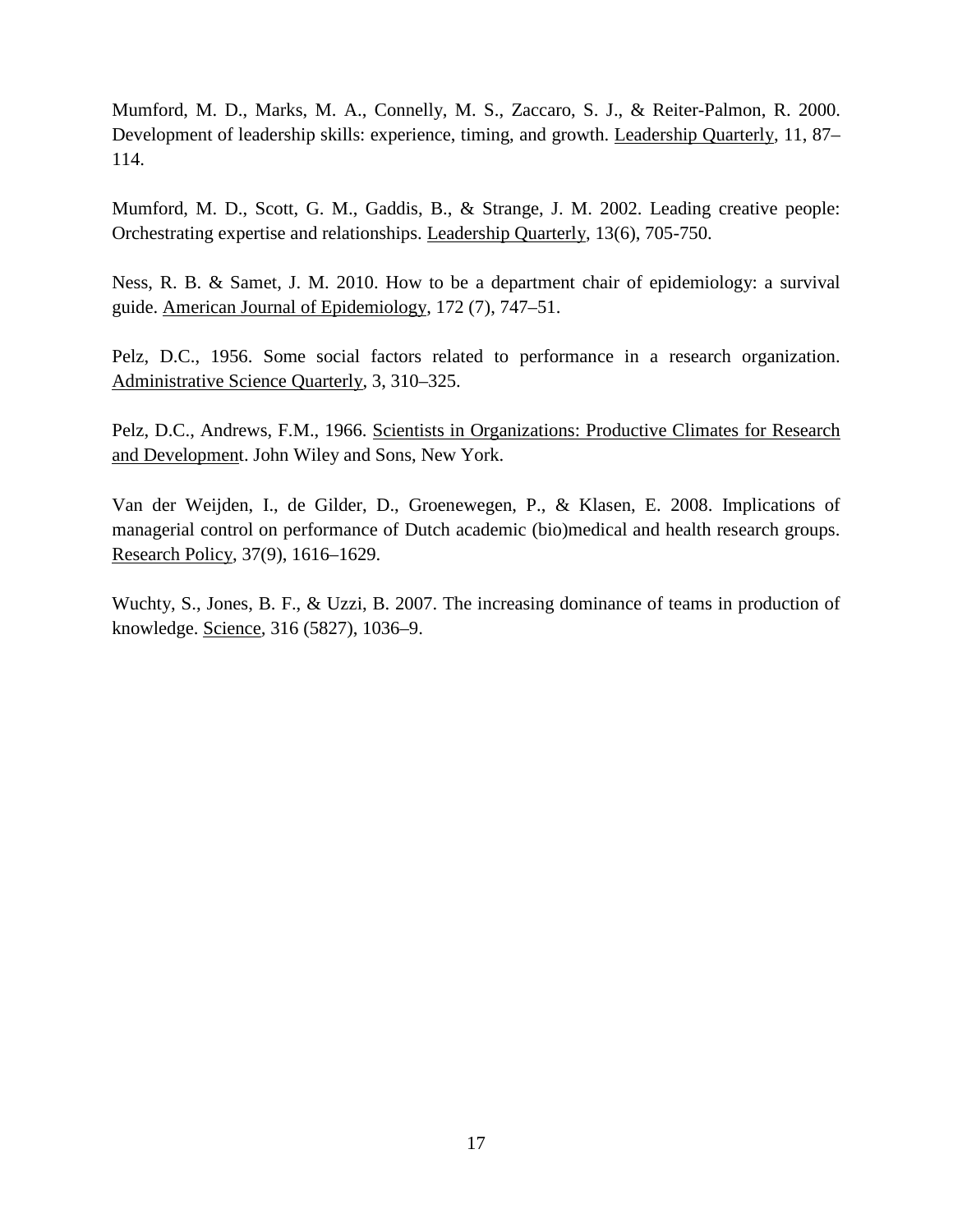Mumford, M. D., Marks, M. A., Connelly, M. S., Zaccaro, S. J., & Reiter-Palmon, R. 2000. Development of leadership skills: experience, timing, and growth. Leadership Quarterly, 11, 87–114.

Mumford, M. D., Scott, G. M., Gaddis, B., & Strange, J. M. 2002. Leading creative people: Orchestrating expertise and relationships. Leadership Quarterly, 13(6), 705-750.

Ness, R. B. & Samet, J. M. 2010. How to be a department chair of epidemiology: a survival guide. American Journal of Epidemiology, 172 (7), 747–51.

Pelz, D.C., 1956. Some social factors related to performance in a research organization. Administrative Science Quarterly, 3, 310–325.

Pelz, D.C., Andrews, F.M., 1966. Scientists in Organizations: Productive Climates for Research and Development. John Wiley and Sons, New York.

Van der Weijden, I., de Gilder, D., Groenewegen, P., & Klasen, E. 2008. Implications of managerial control on performance of Dutch academic (bio)medical and health research groups. Research Policy, 37(9), 1616–1629.

Wuchty, S., Jones, B. F., & Uzzi, B. 2007. The increasing dominance of teams in production of knowledge. Science, 316 (5827), 1036–9.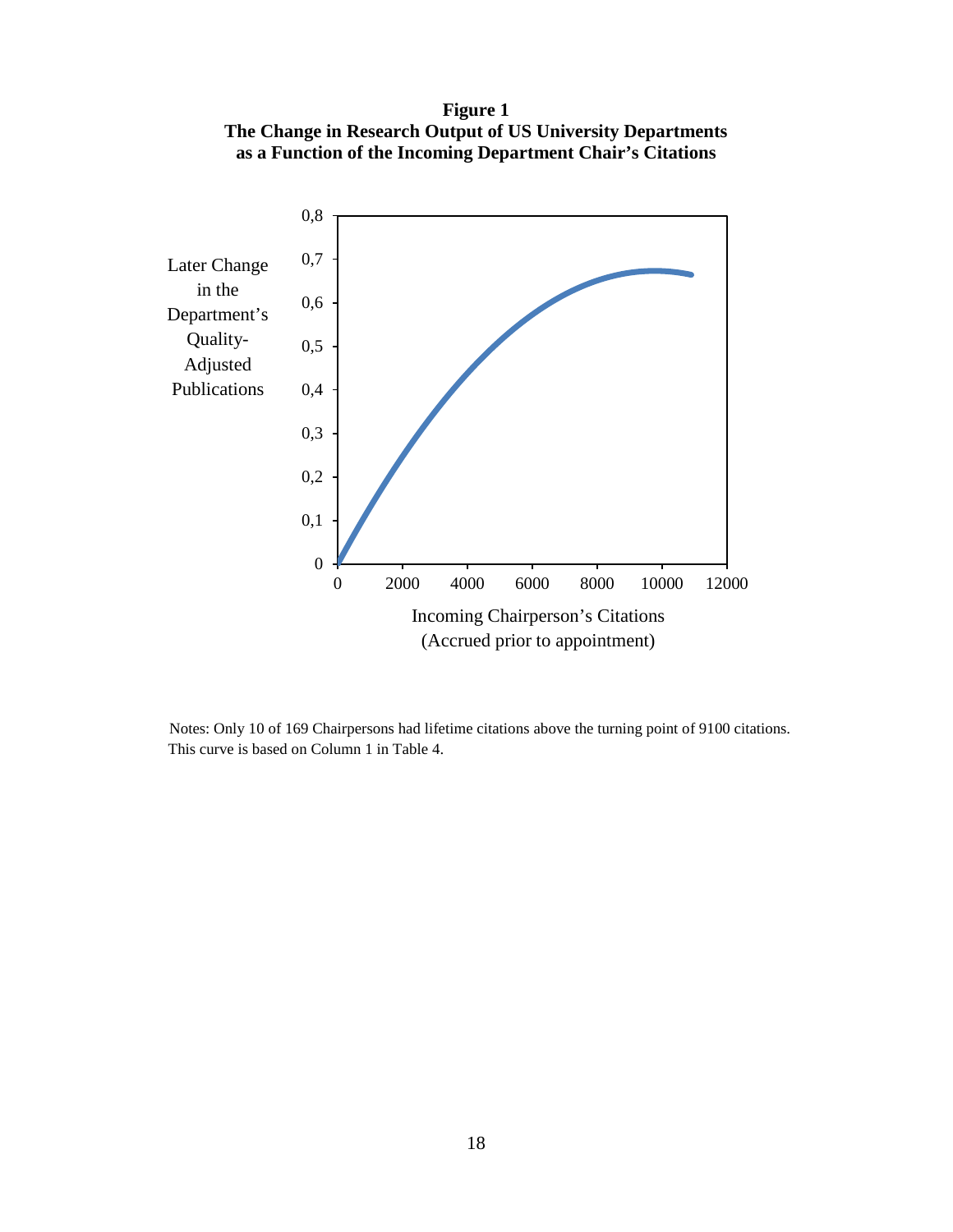**Figure 1**
**The Change in Research Output of US University Departments as a Function of the Incoming Department Chair's Citations**

Later Change in the Department's Quality-Adjusted Publications

Incoming Chairperson's Citations (Accrued prior to appointment)

Notes: Only 10 of 169 Chairpersons had lifetime citations above the turning point of 9100 citations. This curve is based on Column 1 in Table 4.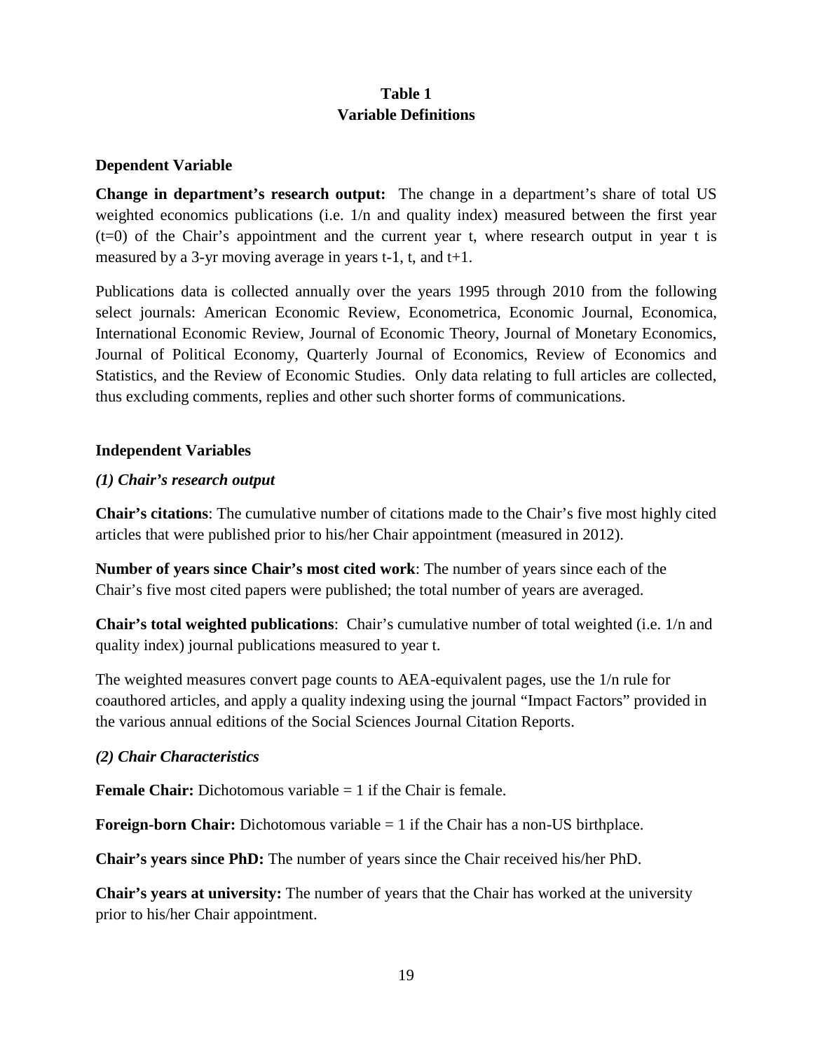# Table 1
## Variable Definitions

### Dependent Variable

**Change in department's research output:** The change in a department's share of total US weighted economics publications (i.e. 1/n and quality index) measured between the first year (t=0) of the Chair's appointment and the current year t, where research output in year t is measured by a 3-yr moving average in years t-1, t, and t+1.

Publications data is collected annually over the years 1995 through 2010 from the following select journals: American Economic Review, Econometrica, Economic Journal, Economica, International Economic Review, Journal of Economic Theory, Journal of Monetary Economics, Journal of Political Economy, Quarterly Journal of Economics, Review of Economics and Statistics, and the Review of Economic Studies. Only data relating to full articles are collected, thus excluding comments, replies and other such shorter forms of communications.

### Independent Variables

***(1) Chair's research output***

**Chair's citations**: The cumulative number of citations made to the Chair's five most highly cited articles that were published prior to his/her Chair appointment (measured in 2012).

**Number of years since Chair's most cited work**: The number of years since each of the Chair's five most cited papers were published; the total number of years are averaged.

**Chair's total weighted publications**: Chair's cumulative number of total weighted (i.e. 1/n and quality index) journal publications measured to year t.

The weighted measures convert page counts to AEA-equivalent pages, use the 1/n rule for coauthored articles, and apply a quality indexing using the journal "Impact Factors" provided in the various annual editions of the Social Sciences Journal Citation Reports.

***(2) Chair Characteristics***

**Female Chair:** Dichotomous variable = 1 if the Chair is female.

**Foreign-born Chair:** Dichotomous variable = 1 if the Chair has a non-US birthplace.

**Chair's years since PhD:** The number of years since the Chair received his/her PhD.

**Chair's years at university:** The number of years that the Chair has worked at the university prior to his/her Chair appointment.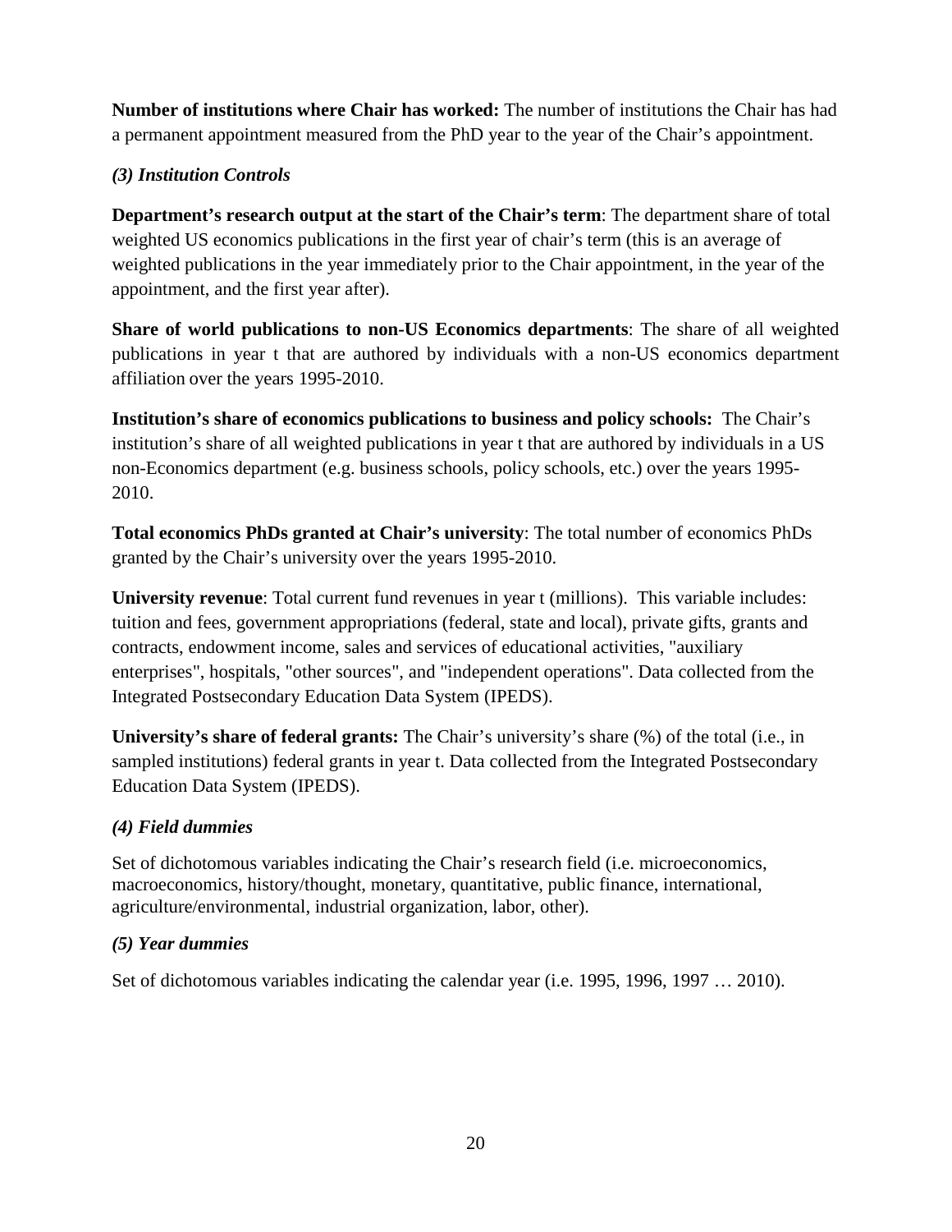**Number of institutions where Chair has worked:** The number of institutions the Chair has had a permanent appointment measured from the PhD year to the year of the Chair's appointment.

### *(3) Institution Controls*

**Department's research output at the start of the Chair's term**: The department share of total weighted US economics publications in the first year of chair's term (this is an average of weighted publications in the year immediately prior to the Chair appointment, in the year of the appointment, and the first year after).

**Share of world publications to non-US Economics departments**: The share of all weighted publications in year t that are authored by individuals with a non-US economics department affiliation over the years 1995-2010.

**Institution's share of economics publications to business and policy schools:** The Chair's institution's share of all weighted publications in year t that are authored by individuals in a US non-Economics department (e.g. business schools, policy schools, etc.) over the years 1995-2010.

**Total economics PhDs granted at Chair's university**: The total number of economics PhDs granted by the Chair's university over the years 1995-2010.

**University revenue**: Total current fund revenues in year t (millions). This variable includes: tuition and fees, government appropriations (federal, state and local), private gifts, grants and contracts, endowment income, sales and services of educational activities, "auxiliary enterprises", hospitals, "other sources", and "independent operations". Data collected from the Integrated Postsecondary Education Data System (IPEDS).

**University's share of federal grants:** The Chair's university's share (%) of the total (i.e., in sampled institutions) federal grants in year t. Data collected from the Integrated Postsecondary Education Data System (IPEDS).

### *(4) Field dummies*

Set of dichotomous variables indicating the Chair's research field (i.e. microeconomics, macroeconomics, history/thought, monetary, quantitative, public finance, international, agriculture/environmental, industrial organization, labor, other).

### *(5) Year dummies*

Set of dichotomous variables indicating the calendar year (i.e. 1995, 1996, 1997 … 2010).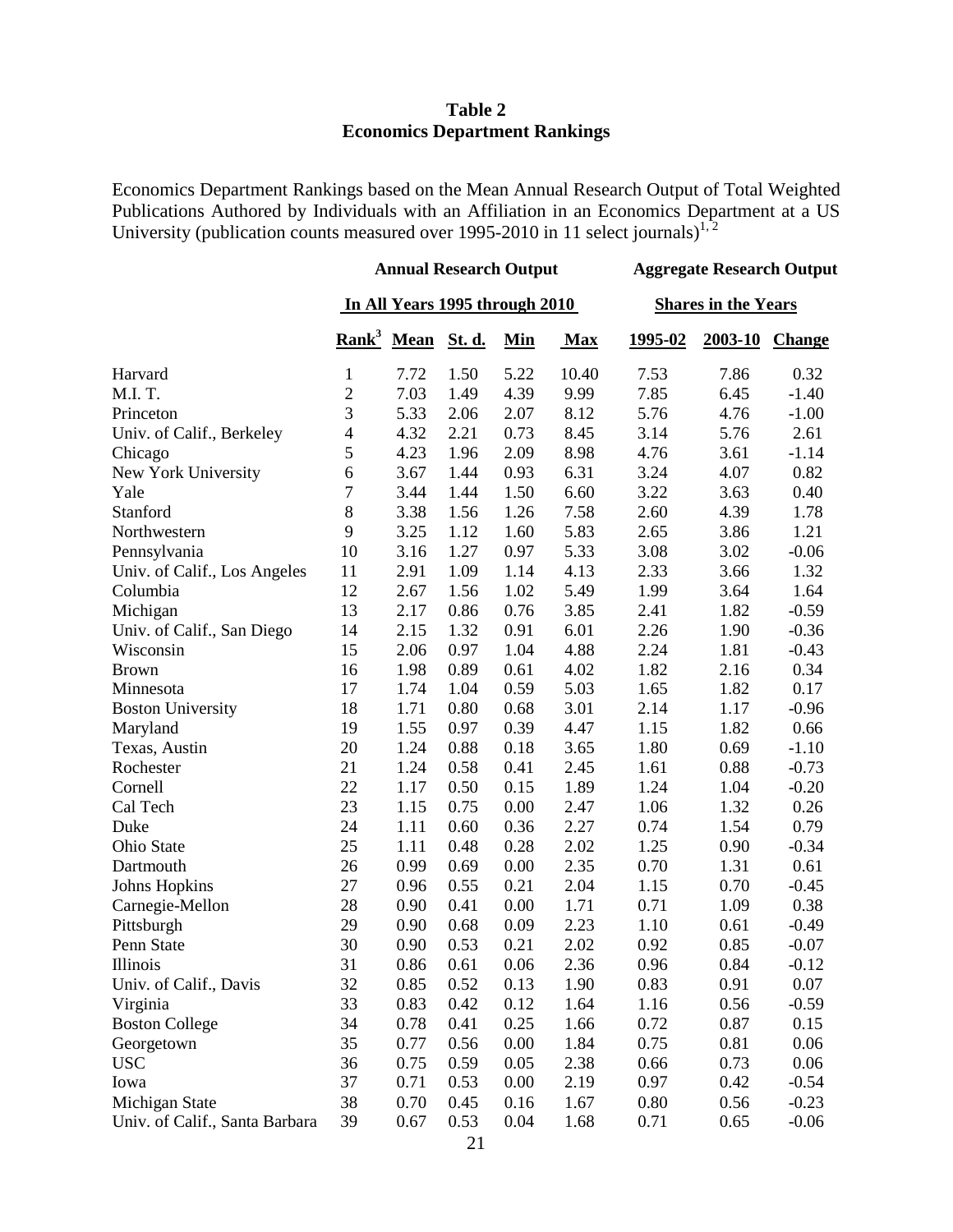# Table 2
## Economics Department Rankings

Economics Department Rankings based on the Mean Annual Research Output of Total Weighted Publications Authored by Individuals with an Affiliation in an Economics Department at a US University (publication counts measured over 1995-2010 in 11 select journals)[1, 2]

| | Annual Research Output | | | | | Aggregate Research Output | | |
|---|---|---|---|---|---|---|---|---|
| | In All Years 1995 through 2010 | | | | | Shares in the Years | | |
| | Rank[3] | Mean | St. d. | Min | Max | 1995-02 | 2003-10 | Change |
| Harvard | 1 | 7.72 | 1.50 | 5.22 | 10.40 | 7.53 | 7.86 | 0.32 |
| M.I. T. | 2 | 7.03 | 1.49 | 4.39 | 9.99 | 7.85 | 6.45 | -1.40 |
| Princeton | 3 | 5.33 | 2.06 | 2.07 | 8.12 | 5.76 | 4.76 | -1.00 |
| Univ. of Calif., Berkeley | 4 | 4.32 | 2.21 | 0.73 | 8.45 | 3.14 | 5.76 | 2.61 |
| Chicago | 5 | 4.23 | 1.96 | 2.09 | 8.98 | 4.76 | 3.61 | -1.14 |
| New York University | 6 | 3.67 | 1.44 | 0.93 | 6.31 | 3.24 | 4.07 | 0.82 |
| Yale | 7 | 3.44 | 1.44 | 1.50 | 6.60 | 3.22 | 3.63 | 0.40 |
| Stanford | 8 | 3.38 | 1.56 | 1.26 | 7.58 | 2.60 | 4.39 | 1.78 |
| Northwestern | 9 | 3.25 | 1.12 | 1.60 | 5.83 | 2.65 | 3.86 | 1.21 |
| Pennsylvania | 10 | 3.16 | 1.27 | 0.97 | 5.33 | 3.08 | 3.02 | -0.06 |
| Univ. of Calif., Los Angeles | 11 | 2.91 | 1.09 | 1.14 | 4.13 | 2.33 | 3.66 | 1.32 |
| Columbia | 12 | 2.67 | 1.56 | 1.02 | 5.49 | 1.99 | 3.64 | 1.64 |
| Michigan | 13 | 2.17 | 0.86 | 0.76 | 3.85 | 2.41 | 1.82 | -0.59 |
| Univ. of Calif., San Diego | 14 | 2.15 | 1.32 | 0.91 | 6.01 | 2.26 | 1.90 | -0.36 |
| Wisconsin | 15 | 2.06 | 0.97 | 1.04 | 4.88 | 2.24 | 1.81 | -0.43 |
| Brown | 16 | 1.98 | 0.89 | 0.61 | 4.02 | 1.82 | 2.16 | 0.34 |
| Minnesota | 17 | 1.74 | 1.04 | 0.59 | 5.03 | 1.65 | 1.82 | 0.17 |
| Boston University | 18 | 1.71 | 0.80 | 0.68 | 3.01 | 2.14 | 1.17 | -0.96 |
| Maryland | 19 | 1.55 | 0.97 | 0.39 | 4.47 | 1.15 | 1.82 | 0.66 |
| Texas, Austin | 20 | 1.24 | 0.88 | 0.18 | 3.65 | 1.80 | 0.69 | -1.10 |
| Rochester | 21 | 1.24 | 0.58 | 0.41 | 2.45 | 1.61 | 0.88 | -0.73 |
| Cornell | 22 | 1.17 | 0.50 | 0.15 | 1.89 | 1.24 | 1.04 | -0.20 |
| Cal Tech | 23 | 1.15 | 0.75 | 0.00 | 2.47 | 1.06 | 1.32 | 0.26 |
| Duke | 24 | 1.11 | 0.60 | 0.36 | 2.27 | 0.74 | 1.54 | 0.79 |
| Ohio State | 25 | 1.11 | 0.48 | 0.28 | 2.02 | 1.25 | 0.90 | -0.34 |
| Dartmouth | 26 | 0.99 | 0.69 | 0.00 | 2.35 | 0.70 | 1.31 | 0.61 |
| Johns Hopkins | 27 | 0.96 | 0.55 | 0.21 | 2.04 | 1.15 | 0.70 | -0.45 |
| Carnegie-Mellon | 28 | 0.90 | 0.41 | 0.00 | 1.71 | 0.71 | 1.09 | 0.38 |
| Pittsburgh | 29 | 0.90 | 0.68 | 0.09 | 2.23 | 1.10 | 0.61 | -0.49 |
| Penn State | 30 | 0.90 | 0.53 | 0.21 | 2.02 | 0.92 | 0.85 | -0.07 |
| Illinois | 31 | 0.86 | 0.61 | 0.06 | 2.36 | 0.96 | 0.84 | -0.12 |
| Univ. of Calif., Davis | 32 | 0.85 | 0.52 | 0.13 | 1.90 | 0.83 | 0.91 | 0.07 |
| Virginia | 33 | 0.83 | 0.42 | 0.12 | 1.64 | 1.16 | 0.56 | -0.59 |
| Boston College | 34 | 0.78 | 0.41 | 0.25 | 1.66 | 0.72 | 0.87 | 0.15 |
| Georgetown | 35 | 0.77 | 0.56 | 0.00 | 1.84 | 0.75 | 0.81 | 0.06 |
| USC | 36 | 0.75 | 0.59 | 0.05 | 2.38 | 0.66 | 0.73 | 0.06 |
| Iowa | 37 | 0.71 | 0.53 | 0.00 | 2.19 | 0.97 | 0.42 | -0.54 |
| Michigan State | 38 | 0.70 | 0.45 | 0.16 | 1.67 | 0.80 | 0.56 | -0.23 |
| Univ. of Calif., Santa Barbara | 39 | 0.67 | 0.53 | 0.04 | 1.68 | 0.71 | 0.65 | -0.06 |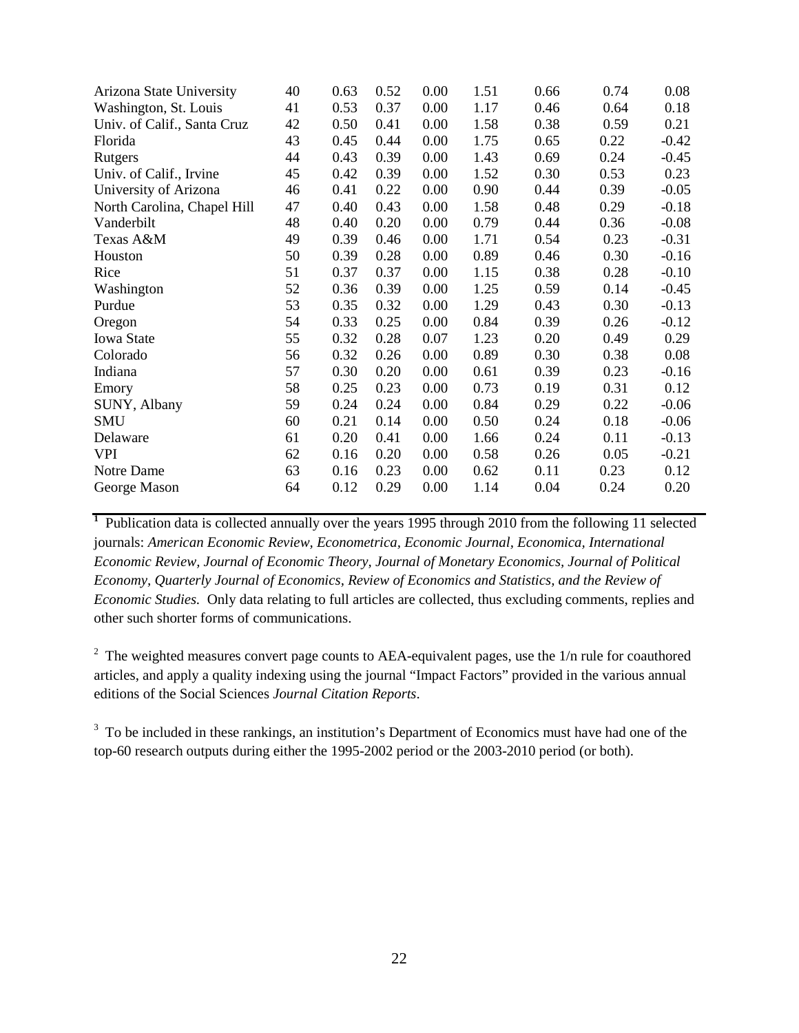| | | | | | | | | |
|---|---|---|---|---|---|---|---|---|
| Arizona State University | 40 | 0.63 | 0.52 | 0.00 | 1.51 | 0.66 | 0.74 | 0.08 |
| Washington, St. Louis | 41 | 0.53 | 0.37 | 0.00 | 1.17 | 0.46 | 0.64 | 0.18 |
| Univ. of Calif., Santa Cruz | 42 | 0.50 | 0.41 | 0.00 | 1.58 | 0.38 | 0.59 | 0.21 |
| Florida | 43 | 0.45 | 0.44 | 0.00 | 1.75 | 0.65 | 0.22 | -0.42 |
| Rutgers | 44 | 0.43 | 0.39 | 0.00 | 1.43 | 0.69 | 0.24 | -0.45 |
| Univ. of Calif., Irvine | 45 | 0.42 | 0.39 | 0.00 | 1.52 | 0.30 | 0.53 | 0.23 |
| University of Arizona | 46 | 0.41 | 0.22 | 0.00 | 0.90 | 0.44 | 0.39 | -0.05 |
| North Carolina, Chapel Hill | 47 | 0.40 | 0.43 | 0.00 | 1.58 | 0.48 | 0.29 | -0.18 |
| Vanderbilt | 48 | 0.40 | 0.20 | 0.00 | 0.79 | 0.44 | 0.36 | -0.08 |
| Texas A&M | 49 | 0.39 | 0.46 | 0.00 | 1.71 | 0.54 | 0.23 | -0.31 |
| Houston | 50 | 0.39 | 0.28 | 0.00 | 0.89 | 0.46 | 0.30 | -0.16 |
| Rice | 51 | 0.37 | 0.37 | 0.00 | 1.15 | 0.38 | 0.28 | -0.10 |
| Washington | 52 | 0.36 | 0.39 | 0.00 | 1.25 | 0.59 | 0.14 | -0.45 |
| Purdue | 53 | 0.35 | 0.32 | 0.00 | 1.29 | 0.43 | 0.30 | -0.13 |
| Oregon | 54 | 0.33 | 0.25 | 0.00 | 0.84 | 0.39 | 0.26 | -0.12 |
| Iowa State | 55 | 0.32 | 0.28 | 0.07 | 1.23 | 0.20 | 0.49 | 0.29 |
| Colorado | 56 | 0.32 | 0.26 | 0.00 | 0.89 | 0.30 | 0.38 | 0.08 |
| Indiana | 57 | 0.30 | 0.20 | 0.00 | 0.61 | 0.39 | 0.23 | -0.16 |
| Emory | 58 | 0.25 | 0.23 | 0.00 | 0.73 | 0.19 | 0.31 | 0.12 |
| SUNY, Albany | 59 | 0.24 | 0.24 | 0.00 | 0.84 | 0.29 | 0.22 | -0.06 |
| SMU | 60 | 0.21 | 0.14 | 0.00 | 0.50 | 0.24 | 0.18 | -0.06 |
| Delaware | 61 | 0.20 | 0.41 | 0.00 | 1.66 | 0.24 | 0.11 | -0.13 |
| VPI | 62 | 0.16 | 0.20 | 0.00 | 0.58 | 0.26 | 0.05 | -0.21 |
| Notre Dame | 63 | 0.16 | 0.23 | 0.00 | 0.62 | 0.11 | 0.23 | 0.12 |
| George Mason | 64 | 0.12 | 0.29 | 0.00 | 1.14 | 0.04 | 0.24 | 0.20 |

[1] Publication data is collected annually over the years 1995 through 2010 from the following 11 selected journals: *American Economic Review, Econometrica, Economic Journal, Economica, International Economic Review, Journal of Economic Theory, Journal of Monetary Economics, Journal of Political Economy, Quarterly Journal of Economics, Review of Economics and Statistics, and the Review of Economic Studies.* Only data relating to full articles are collected, thus excluding comments, replies and other such shorter forms of communications.

[2] The weighted measures convert page counts to AEA-equivalent pages, use the 1/n rule for coauthored articles, and apply a quality indexing using the journal "Impact Factors" provided in the various annual editions of the Social Sciences *Journal Citation Reports*.

[3] To be included in these rankings, an institution's Department of Economics must have had one of the top-60 research outputs during either the 1995-2002 period or the 2003-2010 period (or both).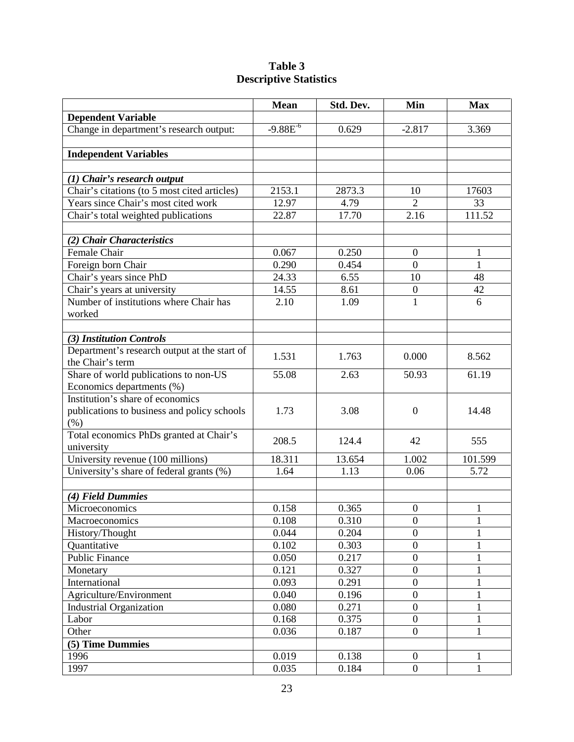**Table 3**
**Descriptive Statistics**

| | Mean | Std. Dev. | Min | Max |
|---|---|---|---|---|
| **Dependent Variable** | | | | |
| Change in department's research output: | $-9.88E^{-6}$ | 0.629 | -2.817 | 3.369 |
| | | | | |
| **Independent Variables** | | | | |
| | | | | |
| ***(1) Chair's research output*** | | | | |
| Chair's citations (to 5 most cited articles) | 2153.1 | 2873.3 | 10 | 17603 |
| Years since Chair's most cited work | 12.97 | 4.79 | 2 | 33 |
| Chair's total weighted publications | 22.87 | 17.70 | 2.16 | 111.52 |
| | | | | |
| ***(2) Chair Characteristics*** | | | | |
| Female Chair | 0.067 | 0.250 | 0 | 1 |
| Foreign born Chair | 0.290 | 0.454 | 0 | 1 |
| Chair's years since PhD | 24.33 | 6.55 | 10 | 48 |
| Chair's years at university | 14.55 | 8.61 | 0 | 42 |
| Number of institutions where Chair has worked | 2.10 | 1.09 | 1 | 6 |
| | | | | |
| ***(3) Institution Controls*** | | | | |
| Department's research output at the start of the Chair's term | 1.531 | 1.763 | 0.000 | 8.562 |
| Share of world publications to non-US Economics departments (%) | 55.08 | 2.63 | 50.93 | 61.19 |
| Institution's share of economics publications to business and policy schools (%) | 1.73 | 3.08 | 0 | 14.48 |
| Total economics PhDs granted at Chair's university | 208.5 | 124.4 | 42 | 555 |
| University revenue (100 millions) | 18.311 | 13.654 | 1.002 | 101.599 |
| University's share of federal grants (%) | 1.64 | 1.13 | 0.06 | 5.72 |
| | | | | |
| ***(4) Field Dummies*** | | | | |
| Microeconomics | 0.158 | 0.365 | 0 | 1 |
| Macroeconomics | 0.108 | 0.310 | 0 | 1 |
| History/Thought | 0.044 | 0.204 | 0 | 1 |
| Quantitative | 0.102 | 0.303 | 0 | 1 |
| Public Finance | 0.050 | 0.217 | 0 | 1 |
| Monetary | 0.121 | 0.327 | 0 | 1 |
| International | 0.093 | 0.291 | 0 | 1 |
| Agriculture/Environment | 0.040 | 0.196 | 0 | 1 |
| Industrial Organization | 0.080 | 0.271 | 0 | 1 |
| Labor | 0.168 | 0.375 | 0 | 1 |
| Other | 0.036 | 0.187 | 0 | 1 |
| **(5) Time Dummies** | | | | |
| 1996 | 0.019 | 0.138 | 0 | 1 |
| 1997 | 0.035 | 0.184 | 0 | 1 |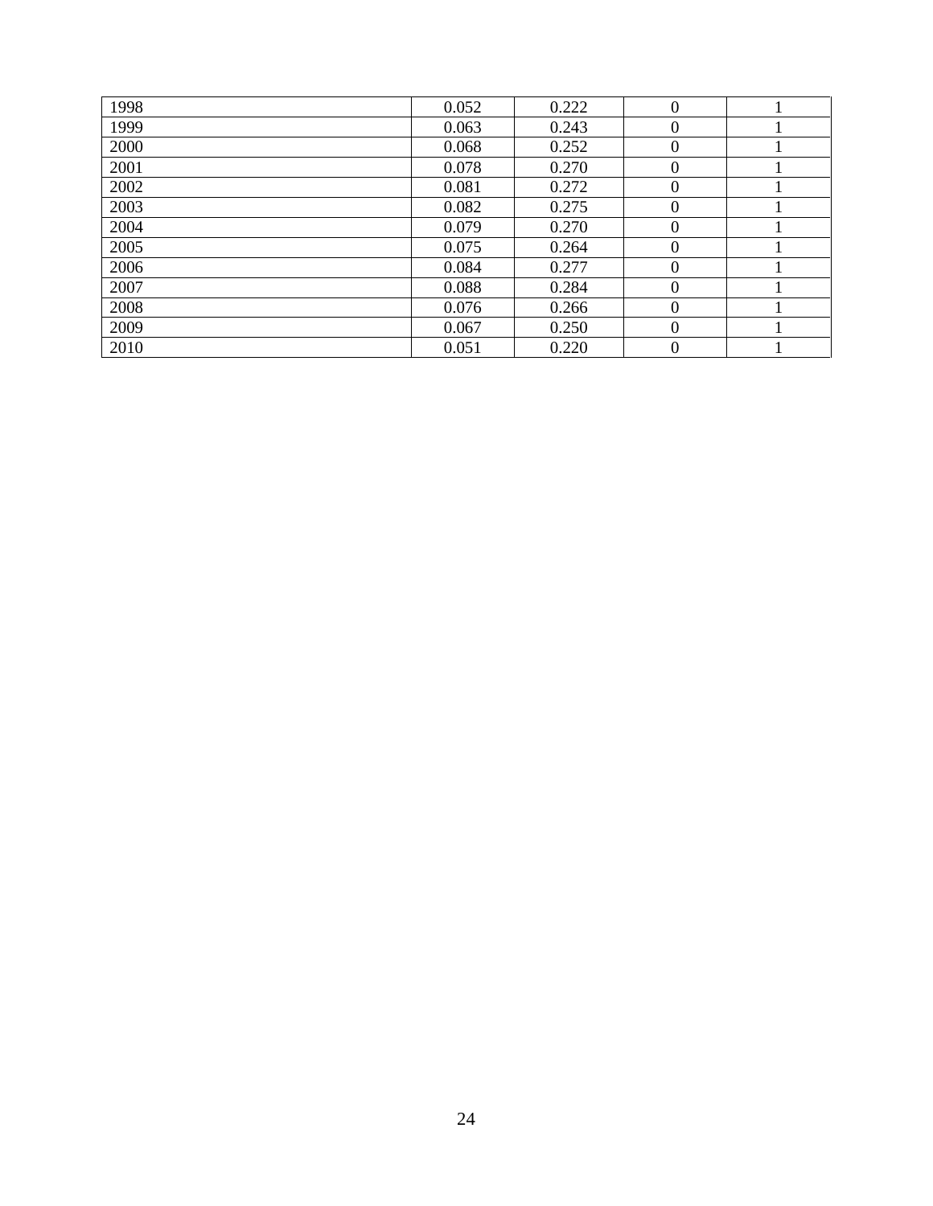| | | | | |
|---|---|---|---|---|
| 1998 | 0.052 | 0.222 | 0 | 1 |
| 1999 | 0.063 | 0.243 | 0 | 1 |
| 2000 | 0.068 | 0.252 | 0 | 1 |
| 2001 | 0.078 | 0.270 | 0 | 1 |
| 2002 | 0.081 | 0.272 | 0 | 1 |
| 2003 | 0.082 | 0.275 | 0 | 1 |
| 2004 | 0.079 | 0.270 | 0 | 1 |
| 2005 | 0.075 | 0.264 | 0 | 1 |
| 2006 | 0.084 | 0.277 | 0 | 1 |
| 2007 | 0.088 | 0.284 | 0 | 1 |
| 2008 | 0.076 | 0.266 | 0 | 1 |
| 2009 | 0.067 | 0.250 | 0 | 1 |
| 2010 | 0.051 | 0.220 | 0 | 1 |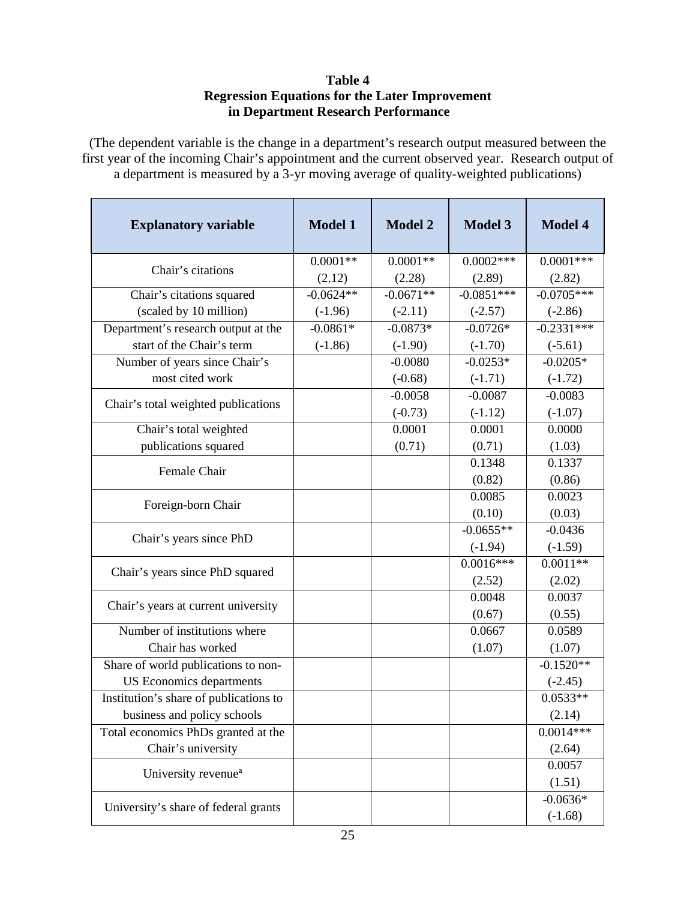**Table 4**
**Regression Equations for the Later Improvement in Department Research Performance**

(The dependent variable is the change in a department's research output measured between the first year of the incoming Chair's appointment and the current observed year. Research output of a department is measured by a 3-yr moving average of quality-weighted publications)

| Explanatory variable | Model 1 | Model 2 | Model 3 | Model 4 |
|---|---|---|---|---|
| Chair's citations | 0.0001** (2.12) | 0.0001** (2.28) | 0.0002*** (2.89) | 0.0001*** (2.82) |
| Chair's citations squared (scaled by 10 million) | -0.0624** (-1.96) | -0.0671** (-2.11) | -0.0851*** (-2.57) | -0.0705*** (-2.86) |
| Department's research output at the start of the Chair's term | -0.0861* (-1.86) | -0.0873* (-1.90) | -0.0726* (-1.70) | -0.2331*** (-5.61) |
| Number of years since Chair's most cited work | | -0.0080 (-0.68) | -0.0253* (-1.71) | -0.0205* (-1.72) |
| Chair's total weighted publications | | -0.0058 (-0.73) | -0.0087 (-1.12) | -0.0083 (-1.07) |
| Chair's total weighted publications squared | | 0.0001 (0.71) | 0.0001 (0.71) | 0.0000 (1.03) |
| Female Chair | | | 0.1348 (0.82) | 0.1337 (0.86) |
| Foreign-born Chair | | | 0.0085 (0.10) | 0.0023 (0.03) |
| Chair's years since PhD | | | -0.0655** (-1.94) | -0.0436 (-1.59) |
| Chair's years since PhD squared | | | 0.0016*** (2.52) | 0.0011** (2.02) |
| Chair's years at current university | | | 0.0048 (0.67) | 0.0037 (0.55) |
| Number of institutions where Chair has worked | | | 0.0667 (1.07) | 0.0589 (1.07) |
| Share of world publications to non-US Economics departments | | | | -0.1520** (-2.45) |
| Institution's share of publications to business and policy schools | | | | 0.0533** (2.14) |
| Total economics PhDs granted at the Chair's university | | | | 0.0014*** (2.64) |
| University revenue[a] | | | | 0.0057 (1.51) |
| University's share of federal grants | | | | -0.0636* (-1.68) |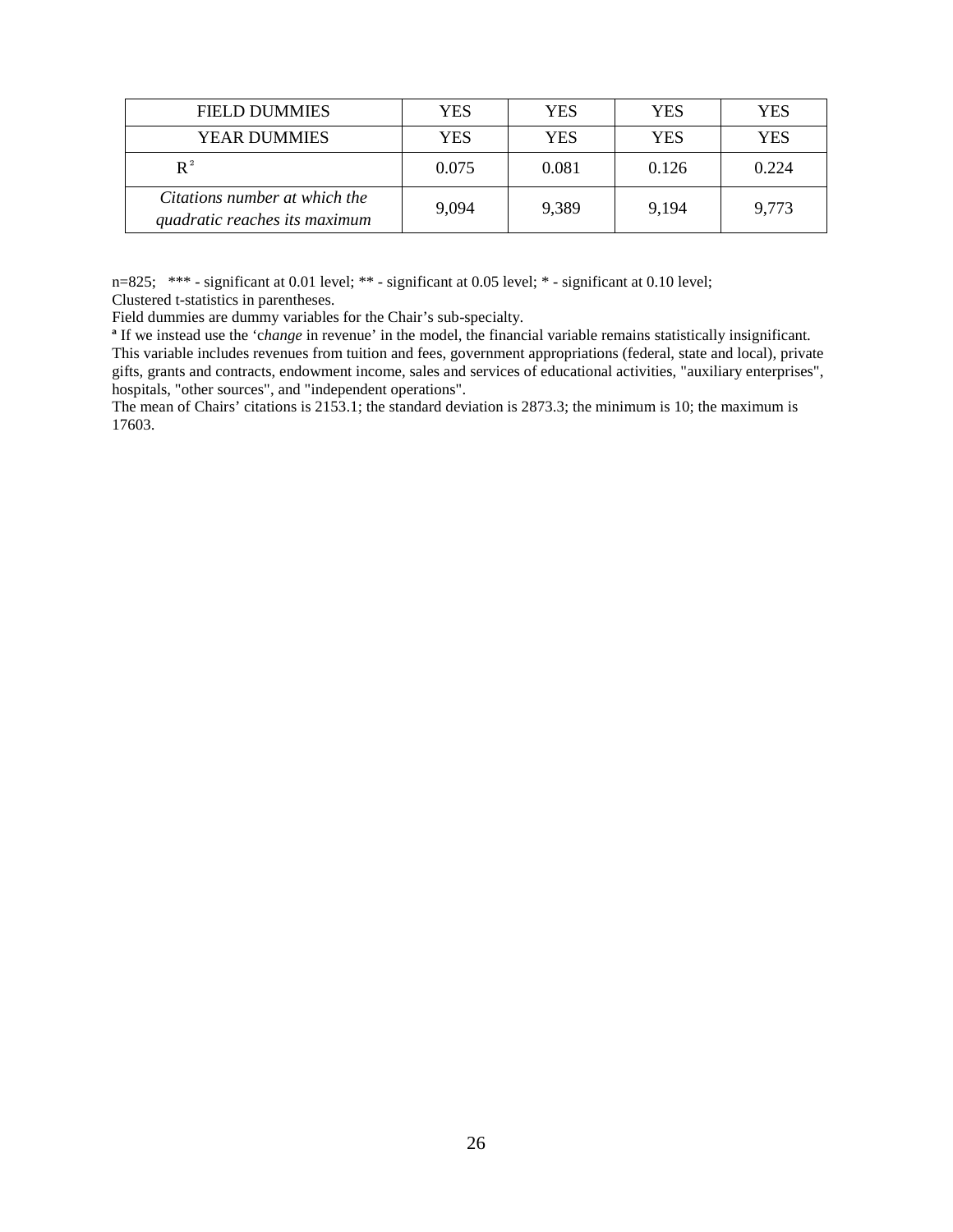| | | | | |
|---|---|---|---|---|
| FIELD DUMMIES | YES | YES | YES | YES |
| YEAR DUMMIES | YES | YES | YES | YES |
| $R^2$ | 0.075 | 0.081 | 0.126 | 0.224 |
| *Citations number at which the quadratic reaches its maximum* | 9,094 | 9,389 | 9,194 | 9,773 |

n=825; *** - significant at 0.01 level; ** - significant at 0.05 level; * - significant at 0.10 level;
Clustered t-statistics in parentheses.
Field dummies are dummy variables for the Chair's sub-specialty.
[a] If we instead use the 'c*hange* in revenue' in the model, the financial variable remains statistically insignificant.
This variable includes revenues from tuition and fees, government appropriations (federal, state and local), private gifts, grants and contracts, endowment income, sales and services of educational activities, "auxiliary enterprises", hospitals, "other sources", and "independent operations".
The mean of Chairs' citations is 2153.1; the standard deviation is 2873.3; the minimum is 10; the maximum is 17603.